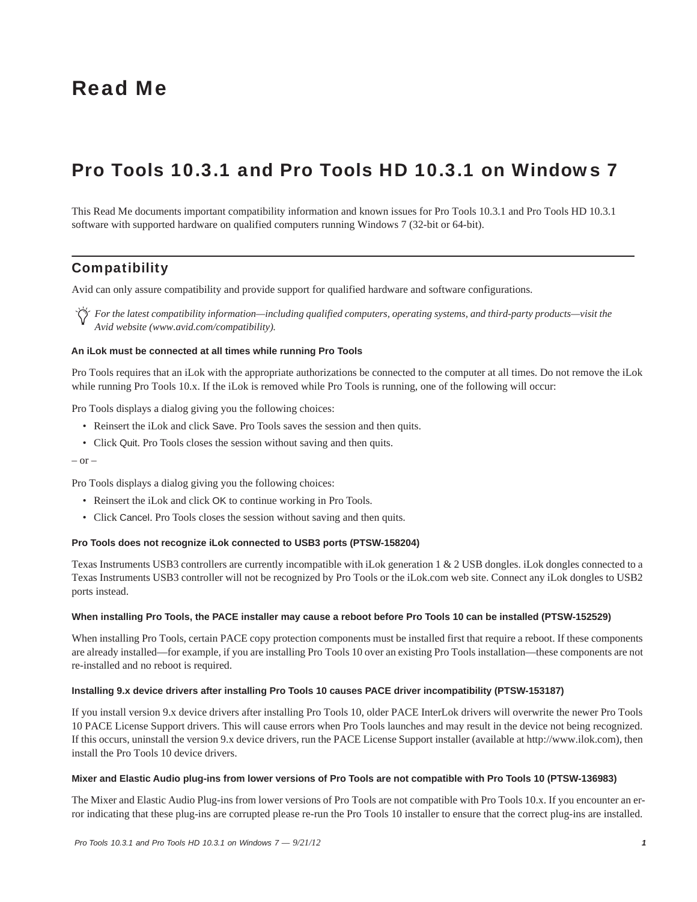# Read Me

# Pro Tools 10.3.1 and Pro Tools HD 10.3.1 on Windows 7

This Read Me documents important compatibility information and known issues for Pro Tools 10.3.1 and Pro Tools HD 10.3.1 software with supported hardware on qualified computers running Windows 7 (32-bit or 64-bit).

## Compatibility

Avid can only assure compatibility and provide support for qualified hardware and software configurations.

*For the latest compatibility information—including qualified computers, operating systems, and third-party products—visit the Avid website (www.avid.com/compatibility).*

#### An iLok must be connected at all times while running Pro Tools

Pro Tools requires that an iLok with the appropriate authorizations be connected to the computer at all times. Do not remove the iLok while running Pro Tools 10.x. If the iLok is removed while Pro Tools is running, one of the following will occur:

Pro Tools displays a dialog giving you the following choices:

- Reinsert the iLok and click Save. Pro Tools saves the session and then quits.
- Click Quit. Pro Tools closes the session without saving and then quits.

– or –

Pro Tools displays a dialog giving you the following choices:

- Reinsert the iLok and click OK to continue working in Pro Tools.
- Click Cancel. Pro Tools closes the session without saving and then quits.

#### Pro Tools does not recognize iLok connected to USB3 ports (PTSW-158204)

Texas Instruments USB3 controllers are currently incompatible with iLok generation 1 & 2 USB dongles. iLok dongles connected to a Texas Instruments USB3 controller will not be recognized by Pro Tools or the iLok.com web site. Connect any iLok dongles to USB2 ports instead.

#### When installing Pro Tools, the PACE installer may cause a reboot before Pro Tools 10 can be installed (PTSW-152529)

When installing Pro Tools, certain PACE copy protection components must be installed first that require a reboot. If these components are already installed—for example, if you are installing Pro Tools 10 over an existing Pro Tools installation—these components are not re-installed and no reboot is required.

#### Installing 9.x device drivers after installing Pro Tools 10 causes PACE driver incompatibility (PTSW-153187)

If you install version 9.x device drivers after installing Pro Tools 10, older PACE InterLok drivers will overwrite the newer Pro Tools 10 PACE License Support drivers. This will cause errors when Pro Tools launches and may result in the device not being recognized. If this occurs, uninstall the version 9.x device drivers, run the PACE License Support installer (available at http://www.ilok.com), then install the Pro Tools 10 device drivers.

#### Mixer and Elastic Audio plug-ins from lower versions of Pro Tools are not compatible with Pro Tools 10 (PTSW-136983)

The Mixer and Elastic Audio Plug-ins from lower versions of Pro Tools are not compatible with Pro Tools 10.x. If you encounter an error indicating that these plug-ins are corrupted please re-run the Pro Tools 10 installer to ensure that the correct plug-ins are installed.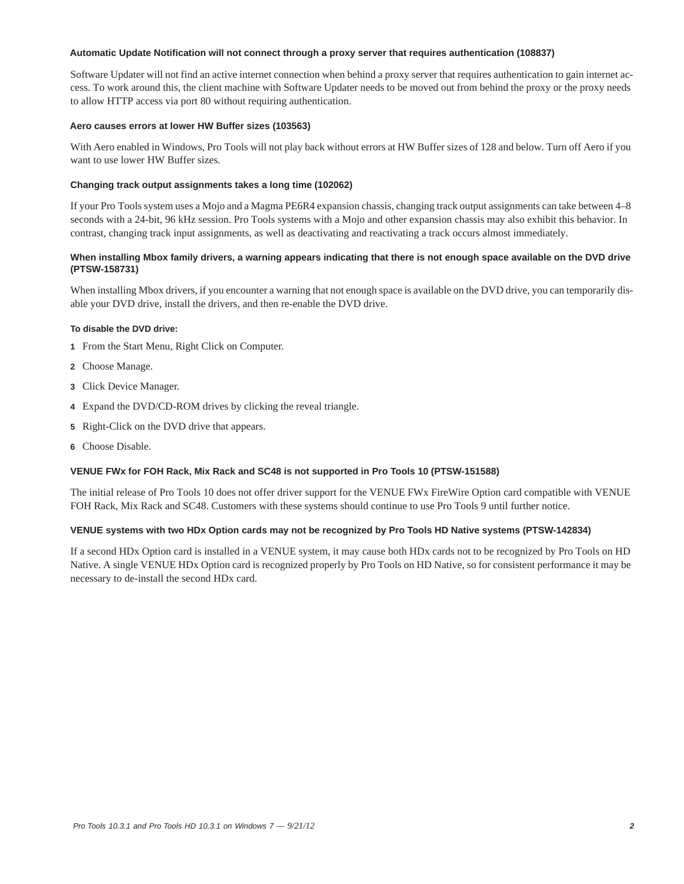### Automatic Update Notification will not connect through a proxy server that requires authentication (108837)

Software Updater will not find an active internet connection when behind a proxy server that requires authentication to gain internet access. To work around this, the client machine with Software Updater needs to be moved out from behind the proxy or the proxy needs to allow HTTP access via port 80 without requiring authentication.

### Aero causes errors at lower HW Buffer sizes (103563)

With Aero enabled in Windows, Pro Tools will not play back without errors at HW Buffer sizes of 128 and below. Turn off Aero if you want to use lower HW Buffer sizes.

### Changing track output assignments takes a long time (102062)

If your Pro Tools system uses a Mojo and a Magma PE6R4 expansion chassis, changing track output assignments can take between 4–8 seconds with a 24-bit, 96 kHz session. Pro Tools systems with a Mojo and other expansion chassis may also exhibit this behavior. In contrast, changing track input assignments, as well as deactivating and reactivating a track occurs almost immediately.

### When installing Mbox family drivers, a warning appears indicating that there is not enough space available on the DVD drive (PTSW-158731)

When installing Mbox drivers, if you encounter a warning that not enough space is available on the DVD drive, you can temporarily disable your DVD drive, install the drivers, and then re-enable the DVD drive.

**To disable the DVD drive:**

1. From the Start Menu, Right Click on Computer.
2. Choose Manage.
3. Click Device Manager.
4. Expand the DVD/CD-ROM drives by clicking the reveal triangle.
5. Right-Click on the DVD drive that appears.
6. Choose Disable.

### VENUE FWx for FOH Rack, Mix Rack and SC48 is not supported in Pro Tools 10 (PTSW-151588)

The initial release of Pro Tools 10 does not offer driver support for the VENUE FWx FireWire Option card compatible with VENUE FOH Rack, Mix Rack and SC48. Customers with these systems should continue to use Pro Tools 9 until further notice.

### VENUE systems with two HDx Option cards may not be recognized by Pro Tools HD Native systems (PTSW-142834)

If a second HDx Option card is installed in a VENUE system, it may cause both HDx cards not to be recognized by Pro Tools on HD Native. A single VENUE HDx Option card is recognized properly by Pro Tools on HD Native, so for consistent performance it may be necessary to de-install the second HDx card.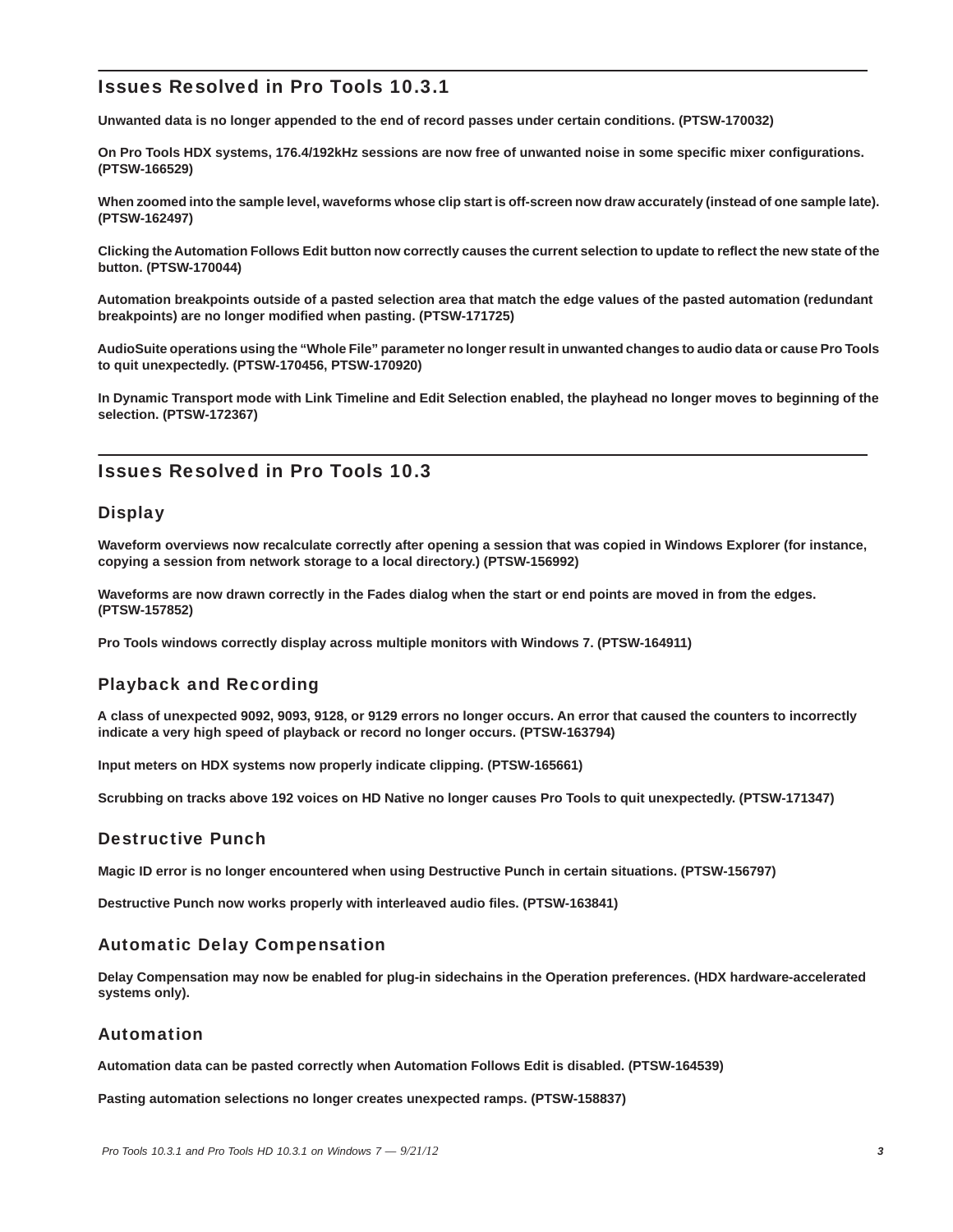## Issues Resolved in Pro Tools 10.3.1

**Unwanted data is no longer appended to the end of record passes under certain conditions. (PTSW-170032)**

**On Pro Tools HDX systems, 176.4/192kHz sessions are now free of unwanted noise in some specific mixer configurations. (PTSW-166529)**

**When zoomed into the sample level, waveforms whose clip start is off-screen now draw accurately (instead of one sample late). (PTSW-162497)**

**Clicking the Automation Follows Edit button now correctly causes the current selection to update to reflect the new state of the button. (PTSW-170044)**

**Automation breakpoints outside of a pasted selection area that match the edge values of the pasted automation (redundant breakpoints) are no longer modified when pasting. (PTSW-171725)**

**AudioSuite operations using the "Whole File" parameter no longer result in unwanted changes to audio data or cause Pro Tools to quit unexpectedly. (PTSW-170456, PTSW-170920)**

**In Dynamic Transport mode with Link Timeline and Edit Selection enabled, the playhead no longer moves to beginning of the selection. (PTSW-172367)**

## Issues Resolved in Pro Tools 10.3

### Display

**Waveform overviews now recalculate correctly after opening a session that was copied in Windows Explorer (for instance, copying a session from network storage to a local directory.) (PTSW-156992)**

**Waveforms are now drawn correctly in the Fades dialog when the start or end points are moved in from the edges. (PTSW-157852)**

**Pro Tools windows correctly display across multiple monitors with Windows 7. (PTSW-164911)**

### Playback and Recording

**A class of unexpected 9092, 9093, 9128, or 9129 errors no longer occurs. An error that caused the counters to incorrectly indicate a very high speed of playback or record no longer occurs. (PTSW-163794)**

**Input meters on HDX systems now properly indicate clipping. (PTSW-165661)**

**Scrubbing on tracks above 192 voices on HD Native no longer causes Pro Tools to quit unexpectedly. (PTSW-171347)**

### Destructive Punch

**Magic ID error is no longer encountered when using Destructive Punch in certain situations. (PTSW-156797)**

**Destructive Punch now works properly with interleaved audio files. (PTSW-163841)**

### Automatic Delay Compensation

**Delay Compensation may now be enabled for plug-in sidechains in the Operation preferences. (HDX hardware-accelerated systems only).**

### Automation

**Automation data can be pasted correctly when Automation Follows Edit is disabled. (PTSW-164539)**

**Pasting automation selections no longer creates unexpected ramps. (PTSW-158837)**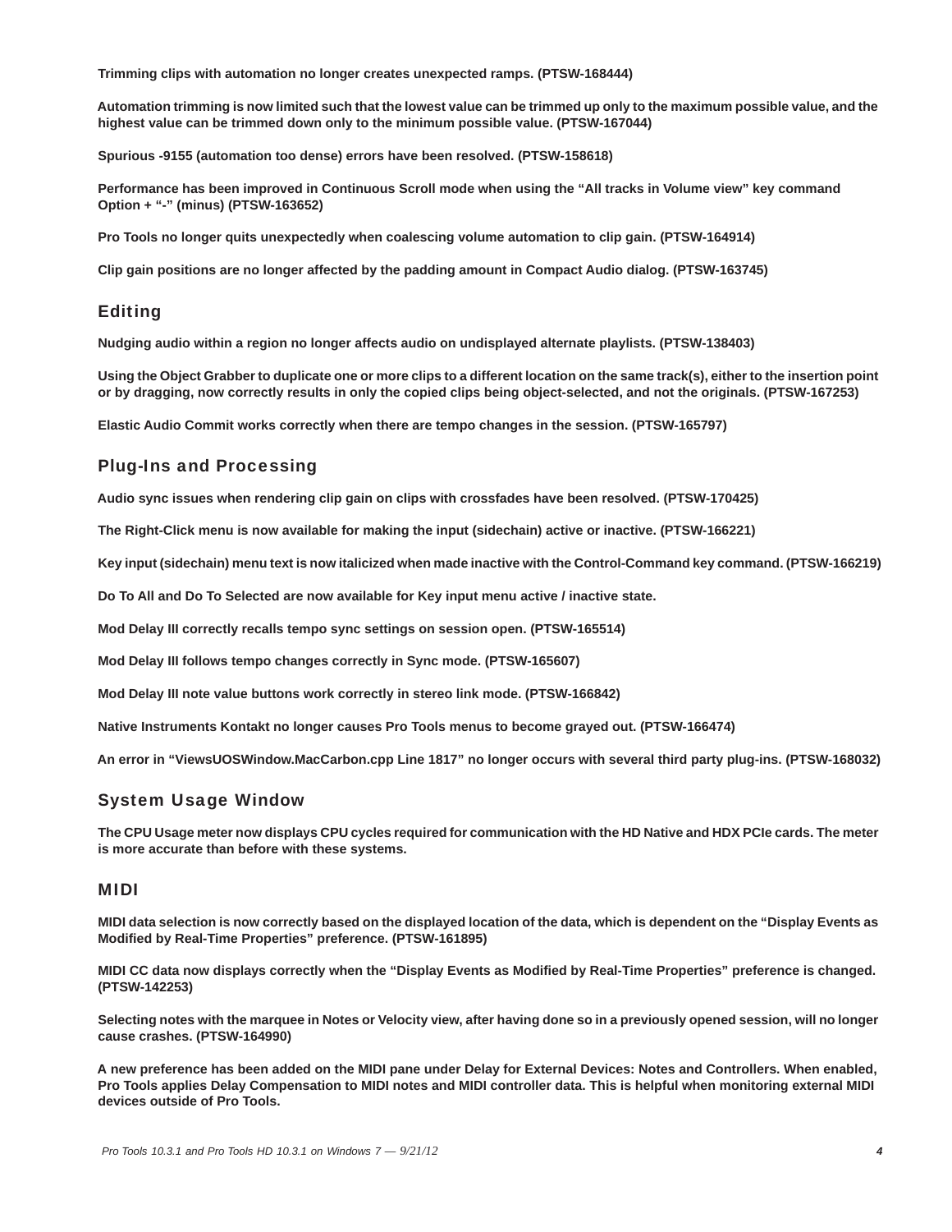**Trimming clips with automation no longer creates unexpected ramps. (PTSW-168444)**

**Automation trimming is now limited such that the lowest value can be trimmed up only to the maximum possible value, and the highest value can be trimmed down only to the minimum possible value. (PTSW-167044)**

**Spurious -9155 (automation too dense) errors have been resolved. (PTSW-158618)**

**Performance has been improved in Continuous Scroll mode when using the “All tracks in Volume view” key command Option + “-” (minus) (PTSW-163652)**

**Pro Tools no longer quits unexpectedly when coalescing volume automation to clip gain. (PTSW-164914)**

**Clip gain positions are no longer affected by the padding amount in Compact Audio dialog. (PTSW-163745)**

## Editing

**Nudging audio within a region no longer affects audio on undisplayed alternate playlists. (PTSW-138403)**

**Using the Object Grabber to duplicate one or more clips to a different location on the same track(s), either to the insertion point or by dragging, now correctly results in only the copied clips being object-selected, and not the originals. (PTSW-167253)**

**Elastic Audio Commit works correctly when there are tempo changes in the session. (PTSW-165797)**

## Plug-Ins and Processing

**Audio sync issues when rendering clip gain on clips with crossfades have been resolved. (PTSW-170425)**

**The Right-Click menu is now available for making the input (sidechain) active or inactive. (PTSW-166221)**

**Key input (sidechain) menu text is now italicized when made inactive with the Control-Command key command. (PTSW-166219)**

**Do To All and Do To Selected are now available for Key input menu active / inactive state.**

**Mod Delay III correctly recalls tempo sync settings on session open. (PTSW-165514)**

**Mod Delay III follows tempo changes correctly in Sync mode. (PTSW-165607)**

**Mod Delay III note value buttons work correctly in stereo link mode. (PTSW-166842)**

**Native Instruments Kontakt no longer causes Pro Tools menus to become grayed out. (PTSW-166474)**

**An error in “ViewsUOSWindow.MacCarbon.cpp Line 1817” no longer occurs with several third party plug-ins. (PTSW-168032)**

## System Usage Window

**The CPU Usage meter now displays CPU cycles required for communication with the HD Native and HDX PCIe cards. The meter is more accurate than before with these systems.**

## MIDI

**MIDI data selection is now correctly based on the displayed location of the data, which is dependent on the “Display Events as Modified by Real-Time Properties” preference. (PTSW-161895)**

**MIDI CC data now displays correctly when the “Display Events as Modified by Real-Time Properties” preference is changed. (PTSW-142253)**

**Selecting notes with the marquee in Notes or Velocity view, after having done so in a previously opened session, will no longer cause crashes. (PTSW-164990)**

**A new preference has been added on the MIDI pane under Delay for External Devices: Notes and Controllers. When enabled, Pro Tools applies Delay Compensation to MIDI notes and MIDI controller data. This is helpful when monitoring external MIDI devices outside of Pro Tools.**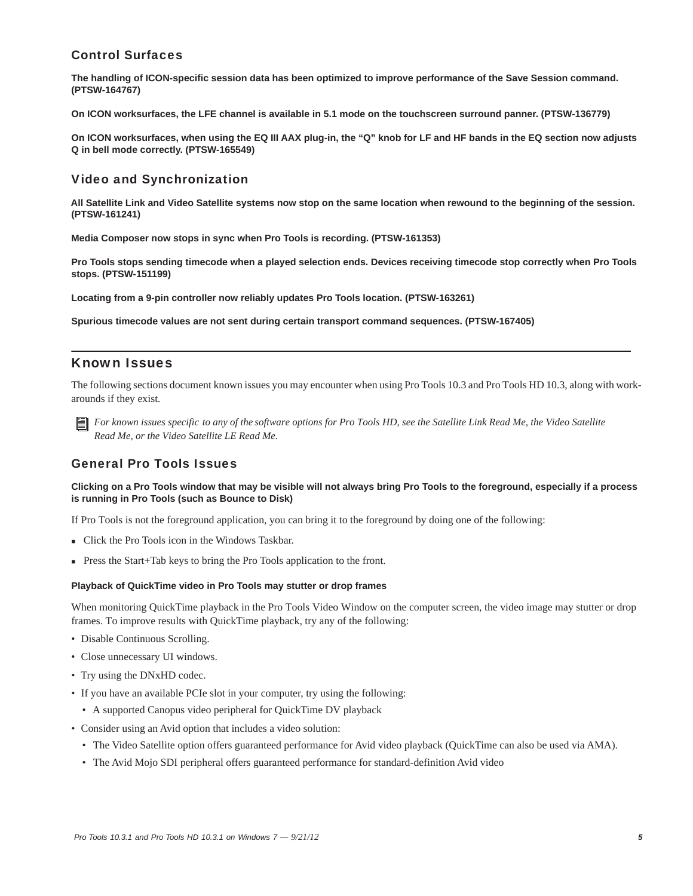### Control Surfaces

**The handling of ICON-specific session data has been optimized to improve performance of the Save Session command. (PTSW-164767)**

**On ICON worksurfaces, the LFE channel is available in 5.1 mode on the touchscreen surround panner. (PTSW-136779)**

**On ICON worksurfaces, when using the EQ III AAX plug-in, the “Q” knob for LF and HF bands in the EQ section now adjusts Q in bell mode correctly. (PTSW-165549)**

### Video and Synchronization

**All Satellite Link and Video Satellite systems now stop on the same location when rewound to the beginning of the session. (PTSW-161241)**

**Media Composer now stops in sync when Pro Tools is recording. (PTSW-161353)**

**Pro Tools stops sending timecode when a played selection ends. Devices receiving timecode stop correctly when Pro Tools stops. (PTSW-151199)**

**Locating from a 9-pin controller now reliably updates Pro Tools location. (PTSW-163261)**

**Spurious timecode values are not sent during certain transport command sequences. (PTSW-167405)**

## Known Issues

The following sections document known issues you may encounter when using Pro Tools 10.3 and Pro Tools HD 10.3, along with workarounds if they exist.

*For known issues specific to any of the software options for Pro Tools HD, see the Satellite Link Read Me, the Video Satellite Read Me, or the Video Satellite LE Read Me.*

### General Pro Tools Issues

**Clicking on a Pro Tools window that may be visible will not always bring Pro Tools to the foreground, especially if a process is running in Pro Tools (such as Bounce to Disk)**

If Pro Tools is not the foreground application, you can bring it to the foreground by doing one of the following:

- Click the Pro Tools icon in the Windows Taskbar.
- Press the Start+Tab keys to bring the Pro Tools application to the front.

**Playback of QuickTime video in Pro Tools may stutter or drop frames**

When monitoring QuickTime playback in the Pro Tools Video Window on the computer screen, the video image may stutter or drop frames. To improve results with QuickTime playback, try any of the following:

- Disable Continuous Scrolling.
- Close unnecessary UI windows.
- Try using the DNxHD codec.
- If you have an available PCIe slot in your computer, try using the following:
  - A supported Canopus video peripheral for QuickTime DV playback
- Consider using an Avid option that includes a video solution:
  - The Video Satellite option offers guaranteed performance for Avid video playback (QuickTime can also be used via AMA).
  - The Avid Mojo SDI peripheral offers guaranteed performance for standard-definition Avid video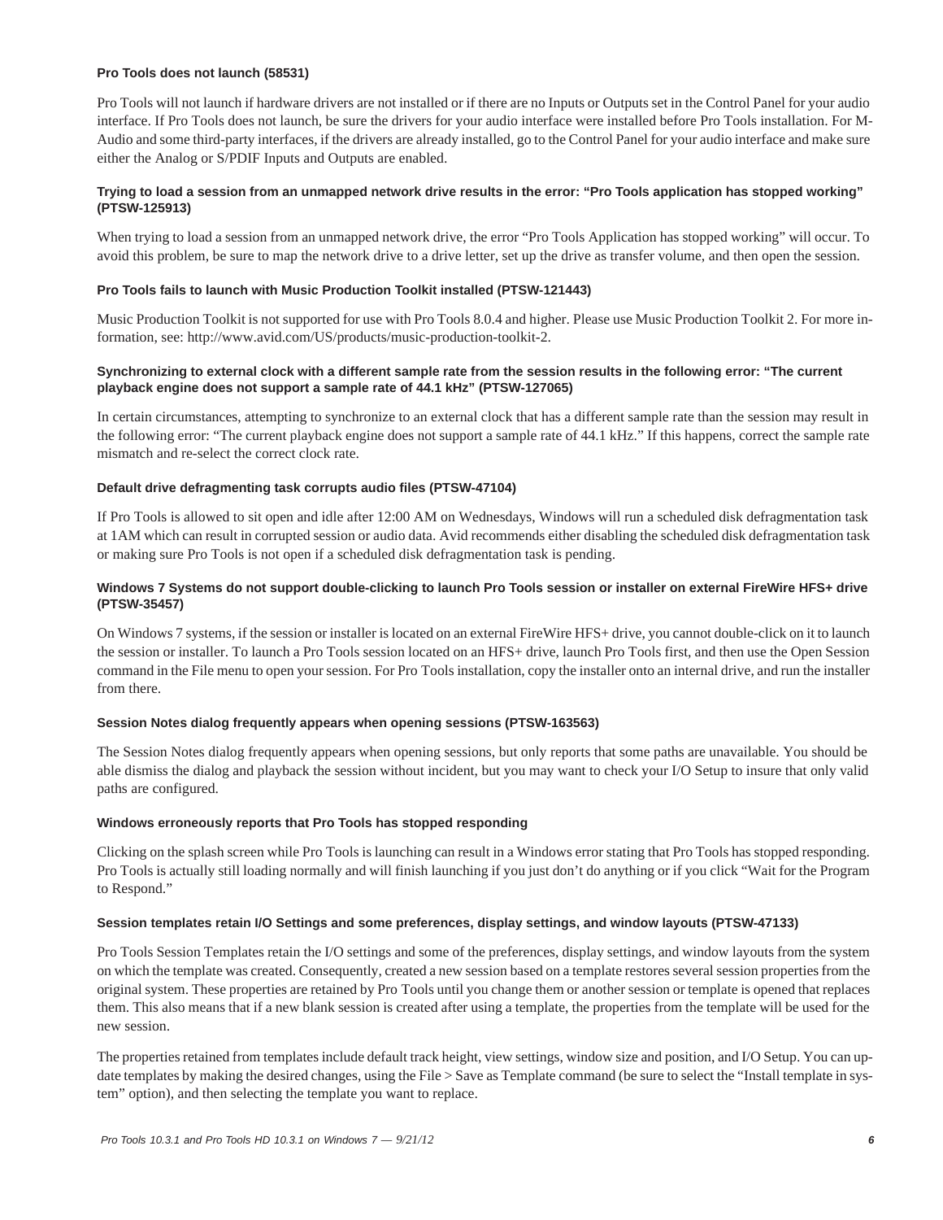#### Pro Tools does not launch (58531)

Pro Tools will not launch if hardware drivers are not installed or if there are no Inputs or Outputs set in the Control Panel for your audio interface. If Pro Tools does not launch, be sure the drivers for your audio interface were installed before Pro Tools installation. For M-Audio and some third-party interfaces, if the drivers are already installed, go to the Control Panel for your audio interface and make sure either the Analog or S/PDIF Inputs and Outputs are enabled.

#### Trying to load a session from an unmapped network drive results in the error: “Pro Tools application has stopped working” (PTSW-125913)

When trying to load a session from an unmapped network drive, the error “Pro Tools Application has stopped working” will occur. To avoid this problem, be sure to map the network drive to a drive letter, set up the drive as transfer volume, and then open the session.

#### Pro Tools fails to launch with Music Production Toolkit installed (PTSW-121443)

Music Production Toolkit is not supported for use with Pro Tools 8.0.4 and higher. Please use Music Production Toolkit 2. For more information, see: http://www.avid.com/US/products/music-production-toolkit-2.

#### Synchronizing to external clock with a different sample rate from the session results in the following error: “The current playback engine does not support a sample rate of 44.1 kHz” (PTSW-127065)

In certain circumstances, attempting to synchronize to an external clock that has a different sample rate than the session may result in the following error: “The current playback engine does not support a sample rate of 44.1 kHz.” If this happens, correct the sample rate mismatch and re-select the correct clock rate.

#### Default drive defragmenting task corrupts audio files (PTSW-47104)

If Pro Tools is allowed to sit open and idle after 12:00 AM on Wednesdays, Windows will run a scheduled disk defragmentation task at 1AM which can result in corrupted session or audio data. Avid recommends either disabling the scheduled disk defragmentation task or making sure Pro Tools is not open if a scheduled disk defragmentation task is pending.

#### Windows 7 Systems do not support double-clicking to launch Pro Tools session or installer on external FireWire HFS+ drive (PTSW-35457)

On Windows 7 systems, if the session or installer is located on an external FireWire HFS+ drive, you cannot double-click on it to launch the session or installer. To launch a Pro Tools session located on an HFS+ drive, launch Pro Tools first, and then use the Open Session command in the File menu to open your session. For Pro Tools installation, copy the installer onto an internal drive, and run the installer from there.

#### Session Notes dialog frequently appears when opening sessions (PTSW-163563)

The Session Notes dialog frequently appears when opening sessions, but only reports that some paths are unavailable. You should be able dismiss the dialog and playback the session without incident, but you may want to check your I/O Setup to insure that only valid paths are configured.

#### Windows erroneously reports that Pro Tools has stopped responding

Clicking on the splash screen while Pro Tools is launching can result in a Windows error stating that Pro Tools has stopped responding. Pro Tools is actually still loading normally and will finish launching if you just don’t do anything or if you click “Wait for the Program to Respond.”

#### Session templates retain I/O Settings and some preferences, display settings, and window layouts (PTSW-47133)

Pro Tools Session Templates retain the I/O settings and some of the preferences, display settings, and window layouts from the system on which the template was created. Consequently, created a new session based on a template restores several session properties from the original system. These properties are retained by Pro Tools until you change them or another session or template is opened that replaces them. This also means that if a new blank session is created after using a template, the properties from the template will be used for the new session.

The properties retained from templates include default track height, view settings, window size and position, and I/O Setup. You can update templates by making the desired changes, using the File > Save as Template command (be sure to select the “Install template in system” option), and then selecting the template you want to replace.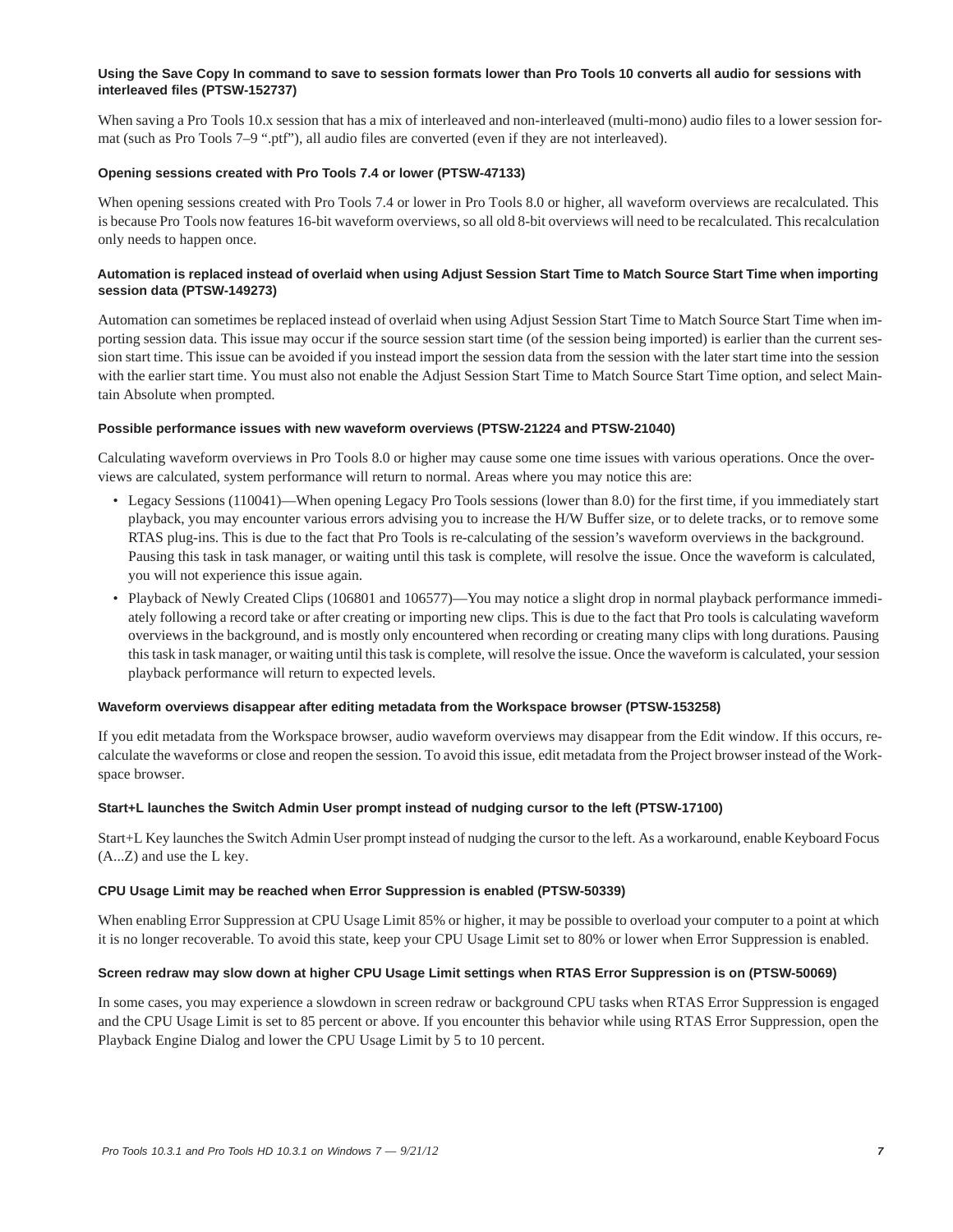#### Using the Save Copy In command to save to session formats lower than Pro Tools 10 converts all audio for sessions with interleaved files (PTSW-152737)

When saving a Pro Tools 10.x session that has a mix of interleaved and non-interleaved (multi-mono) audio files to a lower session format (such as Pro Tools 7–9 ".ptf"), all audio files are converted (even if they are not interleaved).

#### Opening sessions created with Pro Tools 7.4 or lower (PTSW-47133)

When opening sessions created with Pro Tools 7.4 or lower in Pro Tools 8.0 or higher, all waveform overviews are recalculated. This is because Pro Tools now features 16-bit waveform overviews, so all old 8-bit overviews will need to be recalculated. This recalculation only needs to happen once.

#### Automation is replaced instead of overlaid when using Adjust Session Start Time to Match Source Start Time when importing session data (PTSW-149273)

Automation can sometimes be replaced instead of overlaid when using Adjust Session Start Time to Match Source Start Time when importing session data. This issue may occur if the source session start time (of the session being imported) is earlier than the current session start time. This issue can be avoided if you instead import the session data from the session with the later start time into the session with the earlier start time. You must also not enable the Adjust Session Start Time to Match Source Start Time option, and select Maintain Absolute when prompted.

#### Possible performance issues with new waveform overviews (PTSW-21224 and PTSW-21040)

Calculating waveform overviews in Pro Tools 8.0 or higher may cause some one time issues with various operations. Once the overviews are calculated, system performance will return to normal. Areas where you may notice this are:

- Legacy Sessions (110041)—When opening Legacy Pro Tools sessions (lower than 8.0) for the first time, if you immediately start playback, you may encounter various errors advising you to increase the H/W Buffer size, or to delete tracks, or to remove some RTAS plug-ins. This is due to the fact that Pro Tools is re-calculating of the session's waveform overviews in the background. Pausing this task in task manager, or waiting until this task is complete, will resolve the issue. Once the waveform is calculated, you will not experience this issue again.
- Playback of Newly Created Clips (106801 and 106577)—You may notice a slight drop in normal playback performance immediately following a record take or after creating or importing new clips. This is due to the fact that Pro tools is calculating waveform overviews in the background, and is mostly only encountered when recording or creating many clips with long durations. Pausing this task in task manager, or waiting until this task is complete, will resolve the issue. Once the waveform is calculated, your session playback performance will return to expected levels.

#### Waveform overviews disappear after editing metadata from the Workspace browser (PTSW-153258)

If you edit metadata from the Workspace browser, audio waveform overviews may disappear from the Edit window. If this occurs, recalculate the waveforms or close and reopen the session. To avoid this issue, edit metadata from the Project browser instead of the Workspace browser.

#### Start+L launches the Switch Admin User prompt instead of nudging cursor to the left (PTSW-17100)

Start+L Key launches the Switch Admin User prompt instead of nudging the cursor to the left. As a workaround, enable Keyboard Focus (A...Z) and use the L key.

#### CPU Usage Limit may be reached when Error Suppression is enabled (PTSW-50339)

When enabling Error Suppression at CPU Usage Limit 85% or higher, it may be possible to overload your computer to a point at which it is no longer recoverable. To avoid this state, keep your CPU Usage Limit set to 80% or lower when Error Suppression is enabled.

#### Screen redraw may slow down at higher CPU Usage Limit settings when RTAS Error Suppression is on (PTSW-50069)

In some cases, you may experience a slowdown in screen redraw or background CPU tasks when RTAS Error Suppression is engaged and the CPU Usage Limit is set to 85 percent or above. If you encounter this behavior while using RTAS Error Suppression, open the Playback Engine Dialog and lower the CPU Usage Limit by 5 to 10 percent.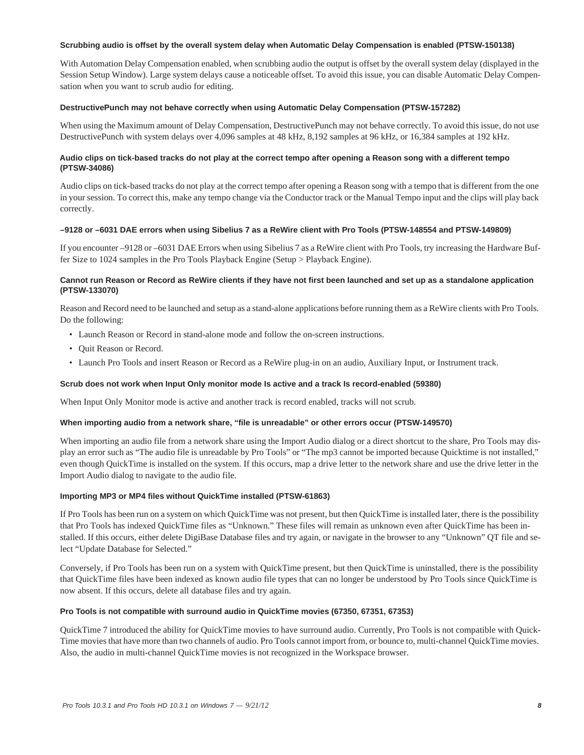#### Scrubbing audio is offset by the overall system delay when Automatic Delay Compensation is enabled (PTSW-150138)

With Automation Delay Compensation enabled, when scrubbing audio the output is offset by the overall system delay (displayed in the Session Setup Window). Large system delays cause a noticeable offset. To avoid this issue, you can disable Automatic Delay Compensation when you want to scrub audio for editing.

#### DestructivePunch may not behave correctly when using Automatic Delay Compensation (PTSW-157282)

When using the Maximum amount of Delay Compensation, DestructivePunch may not behave correctly. To avoid this issue, do not use DestructivePunch with system delays over 4,096 samples at 48 kHz, 8,192 samples at 96 kHz, or 16,384 samples at 192 kHz.

#### Audio clips on tick-based tracks do not play at the correct tempo after opening a Reason song with a different tempo (PTSW-34086)

Audio clips on tick-based tracks do not play at the correct tempo after opening a Reason song with a tempo that is different from the one in your session. To correct this, make any tempo change via the Conductor track or the Manual Tempo input and the clips will play back correctly.

#### –9128 or –6031 DAE errors when using Sibelius 7 as a ReWire client with Pro Tools (PTSW-148554 and PTSW-149809)

If you encounter –9128 or –6031 DAE Errors when using Sibelius 7 as a ReWire client with Pro Tools, try increasing the Hardware Buffer Size to 1024 samples in the Pro Tools Playback Engine (Setup > Playback Engine).

#### Cannot run Reason or Record as ReWire clients if they have not first been launched and set up as a standalone application (PTSW-133070)

Reason and Record need to be launched and setup as a stand-alone applications before running them as a ReWire clients with Pro Tools. Do the following:

- Launch Reason or Record in stand-alone mode and follow the on-screen instructions.
- Quit Reason or Record.
- Launch Pro Tools and insert Reason or Record as a ReWire plug-in on an audio, Auxiliary Input, or Instrument track.

#### Scrub does not work when Input Only monitor mode Is active and a track Is record-enabled (59380)

When Input Only Monitor mode is active and another track is record enabled, tracks will not scrub.

#### When importing audio from a network share, "file is unreadable" or other errors occur (PTSW-149570)

When importing an audio file from a network share using the Import Audio dialog or a direct shortcut to the share, Pro Tools may display an error such as "The audio file is unreadable by Pro Tools" or "The mp3 cannot be imported because Quicktime is not installed," even though QuickTime is installed on the system. If this occurs, map a drive letter to the network share and use the drive letter in the Import Audio dialog to navigate to the audio file.

#### Importing MP3 or MP4 files without QuickTime installed (PTSW-61863)

If Pro Tools has been run on a system on which QuickTime was not present, but then QuickTime is installed later, there is the possibility that Pro Tools has indexed QuickTime files as "Unknown." These files will remain as unknown even after QuickTime has been installed. If this occurs, either delete DigiBase Database files and try again, or navigate in the browser to any "Unknown" QT file and select "Update Database for Selected."

Conversely, if Pro Tools has been run on a system with QuickTime present, but then QuickTime is uninstalled, there is the possibility that QuickTime files have been indexed as known audio file types that can no longer be understood by Pro Tools since QuickTime is now absent. If this occurs, delete all database files and try again.

#### Pro Tools is not compatible with surround audio in QuickTime movies (67350, 67351, 67353)

QuickTime 7 introduced the ability for QuickTime movies to have surround audio. Currently, Pro Tools is not compatible with QuickTime movies that have more than two channels of audio. Pro Tools cannot import from, or bounce to, multi-channel QuickTime movies. Also, the audio in multi-channel QuickTime movies is not recognized in the Workspace browser.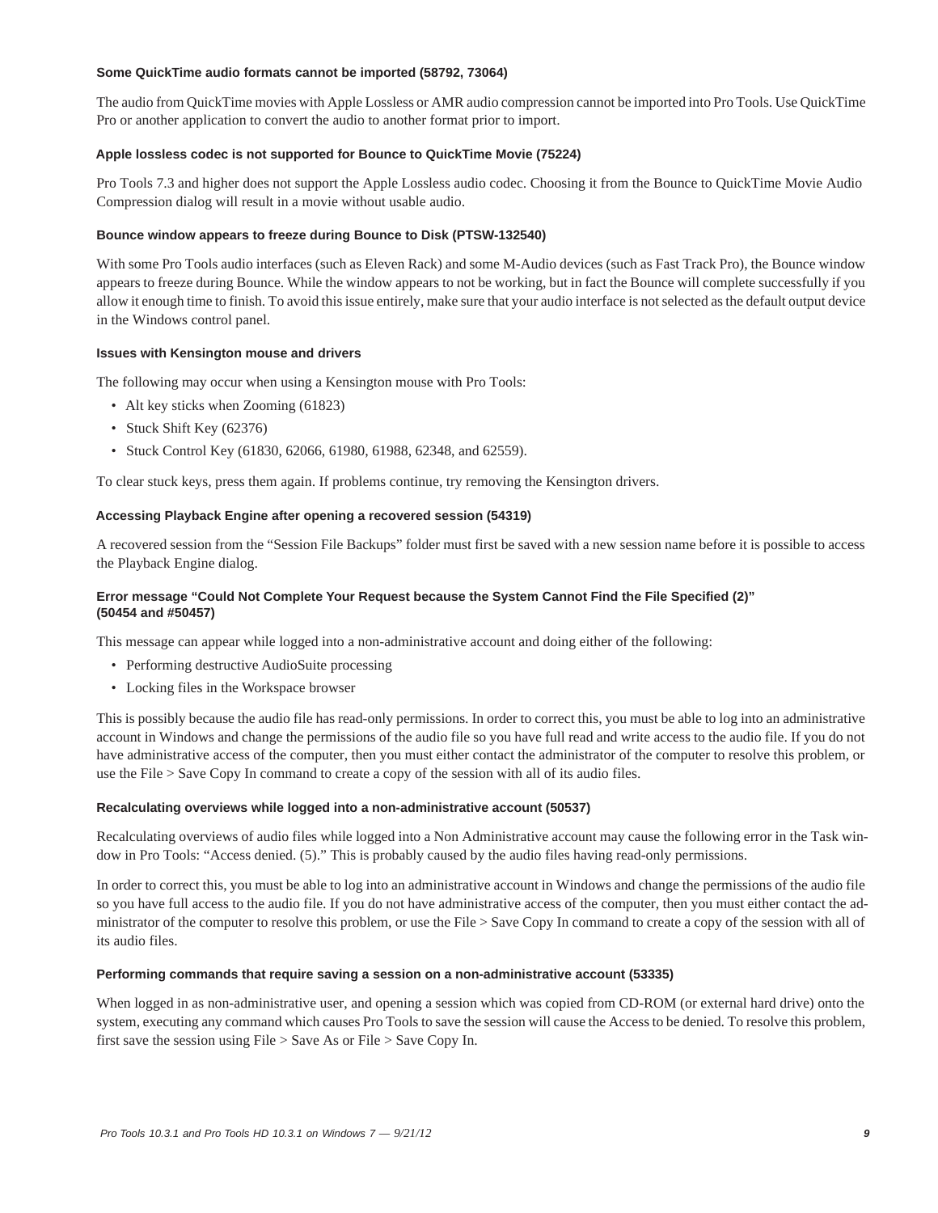#### Some QuickTime audio formats cannot be imported (58792, 73064)

The audio from QuickTime movies with Apple Lossless or AMR audio compression cannot be imported into Pro Tools. Use QuickTime Pro or another application to convert the audio to another format prior to import.

#### Apple lossless codec is not supported for Bounce to QuickTime Movie (75224)

Pro Tools 7.3 and higher does not support the Apple Lossless audio codec. Choosing it from the Bounce to QuickTime Movie Audio Compression dialog will result in a movie without usable audio.

#### Bounce window appears to freeze during Bounce to Disk (PTSW-132540)

With some Pro Tools audio interfaces (such as Eleven Rack) and some M-Audio devices (such as Fast Track Pro), the Bounce window appears to freeze during Bounce. While the window appears to not be working, but in fact the Bounce will complete successfully if you allow it enough time to finish. To avoid this issue entirely, make sure that your audio interface is not selected as the default output device in the Windows control panel.

#### Issues with Kensington mouse and drivers

The following may occur when using a Kensington mouse with Pro Tools:

- Alt key sticks when Zooming (61823)
- Stuck Shift Key (62376)
- Stuck Control Key (61830, 62066, 61980, 61988, 62348, and 62559).

To clear stuck keys, press them again. If problems continue, try removing the Kensington drivers.

#### Accessing Playback Engine after opening a recovered session (54319)

A recovered session from the “Session File Backups” folder must first be saved with a new session name before it is possible to access the Playback Engine dialog.

#### Error message “Could Not Complete Your Request because the System Cannot Find the File Specified (2)” (50454 and #50457)

This message can appear while logged into a non-administrative account and doing either of the following:

- Performing destructive AudioSuite processing
- Locking files in the Workspace browser

This is possibly because the audio file has read-only permissions. In order to correct this, you must be able to log into an administrative account in Windows and change the permissions of the audio file so you have full read and write access to the audio file. If you do not have administrative access of the computer, then you must either contact the administrator of the computer to resolve this problem, or use the File > Save Copy In command to create a copy of the session with all of its audio files.

#### Recalculating overviews while logged into a non-administrative account (50537)

Recalculating overviews of audio files while logged into a Non Administrative account may cause the following error in the Task window in Pro Tools: “Access denied. (5).” This is probably caused by the audio files having read-only permissions.

In order to correct this, you must be able to log into an administrative account in Windows and change the permissions of the audio file so you have full access to the audio file. If you do not have administrative access of the computer, then you must either contact the administrator of the computer to resolve this problem, or use the File > Save Copy In command to create a copy of the session with all of its audio files.

#### Performing commands that require saving a session on a non-administrative account (53335)

When logged in as non-administrative user, and opening a session which was copied from CD-ROM (or external hard drive) onto the system, executing any command which causes Pro Tools to save the session will cause the Access to be denied. To resolve this problem, first save the session using File > Save As or File > Save Copy In.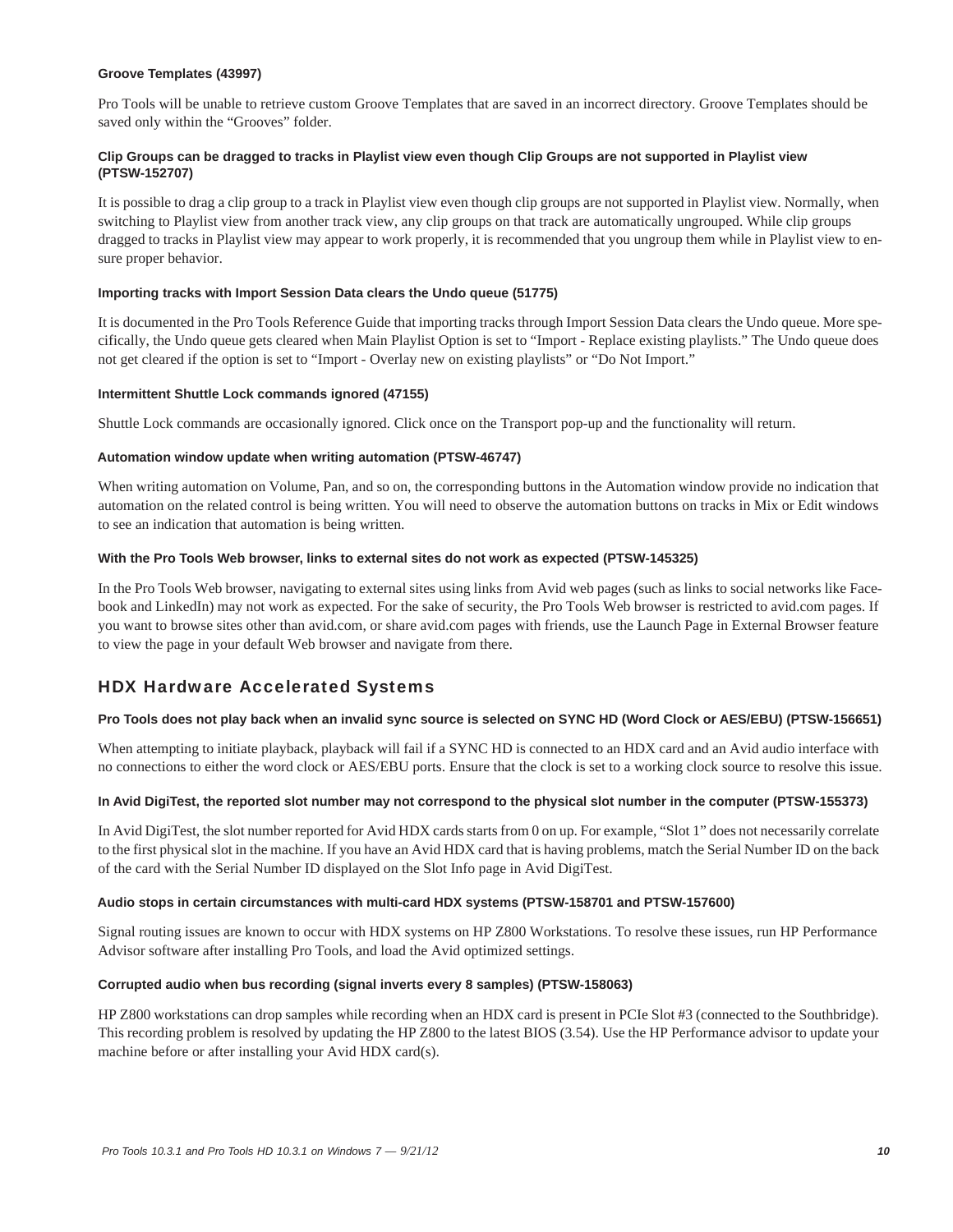#### Groove Templates (43997)

Pro Tools will be unable to retrieve custom Groove Templates that are saved in an incorrect directory. Groove Templates should be saved only within the “Grooves” folder.

#### Clip Groups can be dragged to tracks in Playlist view even though Clip Groups are not supported in Playlist view (PTSW-152707)

It is possible to drag a clip group to a track in Playlist view even though clip groups are not supported in Playlist view. Normally, when switching to Playlist view from another track view, any clip groups on that track are automatically ungrouped. While clip groups dragged to tracks in Playlist view may appear to work properly, it is recommended that you ungroup them while in Playlist view to ensure proper behavior.

#### Importing tracks with Import Session Data clears the Undo queue (51775)

It is documented in the Pro Tools Reference Guide that importing tracks through Import Session Data clears the Undo queue. More specifically, the Undo queue gets cleared when Main Playlist Option is set to “Import - Replace existing playlists.” The Undo queue does not get cleared if the option is set to “Import - Overlay new on existing playlists” or “Do Not Import.”

#### Intermittent Shuttle Lock commands ignored (47155)

Shuttle Lock commands are occasionally ignored. Click once on the Transport pop-up and the functionality will return.

#### Automation window update when writing automation (PTSW-46747)

When writing automation on Volume, Pan, and so on, the corresponding buttons in the Automation window provide no indication that automation on the related control is being written. You will need to observe the automation buttons on tracks in Mix or Edit windows to see an indication that automation is being written.

#### With the Pro Tools Web browser, links to external sites do not work as expected (PTSW-145325)

In the Pro Tools Web browser, navigating to external sites using links from Avid web pages (such as links to social networks like Facebook and LinkedIn) may not work as expected. For the sake of security, the Pro Tools Web browser is restricted to avid.com pages. If you want to browse sites other than avid.com, or share avid.com pages with friends, use the Launch Page in External Browser feature to view the page in your default Web browser and navigate from there.

## HDX Hardware Accelerated Systems

#### Pro Tools does not play back when an invalid sync source is selected on SYNC HD (Word Clock or AES/EBU) (PTSW-156651)

When attempting to initiate playback, playback will fail if a SYNC HD is connected to an HDX card and an Avid audio interface with no connections to either the word clock or AES/EBU ports. Ensure that the clock is set to a working clock source to resolve this issue.

#### In Avid DigiTest, the reported slot number may not correspond to the physical slot number in the computer (PTSW-155373)

In Avid DigiTest, the slot number reported for Avid HDX cards starts from 0 on up. For example, “Slot 1” does not necessarily correlate to the first physical slot in the machine. If you have an Avid HDX card that is having problems, match the Serial Number ID on the back of the card with the Serial Number ID displayed on the Slot Info page in Avid DigiTest.

#### Audio stops in certain circumstances with multi-card HDX systems (PTSW-158701 and PTSW-157600)

Signal routing issues are known to occur with HDX systems on HP Z800 Workstations. To resolve these issues, run HP Performance Advisor software after installing Pro Tools, and load the Avid optimized settings.

#### Corrupted audio when bus recording (signal inverts every 8 samples) (PTSW-158063)

HP Z800 workstations can drop samples while recording when an HDX card is present in PCIe Slot #3 (connected to the Southbridge). This recording problem is resolved by updating the HP Z800 to the latest BIOS (3.54). Use the HP Performance advisor to update your machine before or after installing your Avid HDX card(s).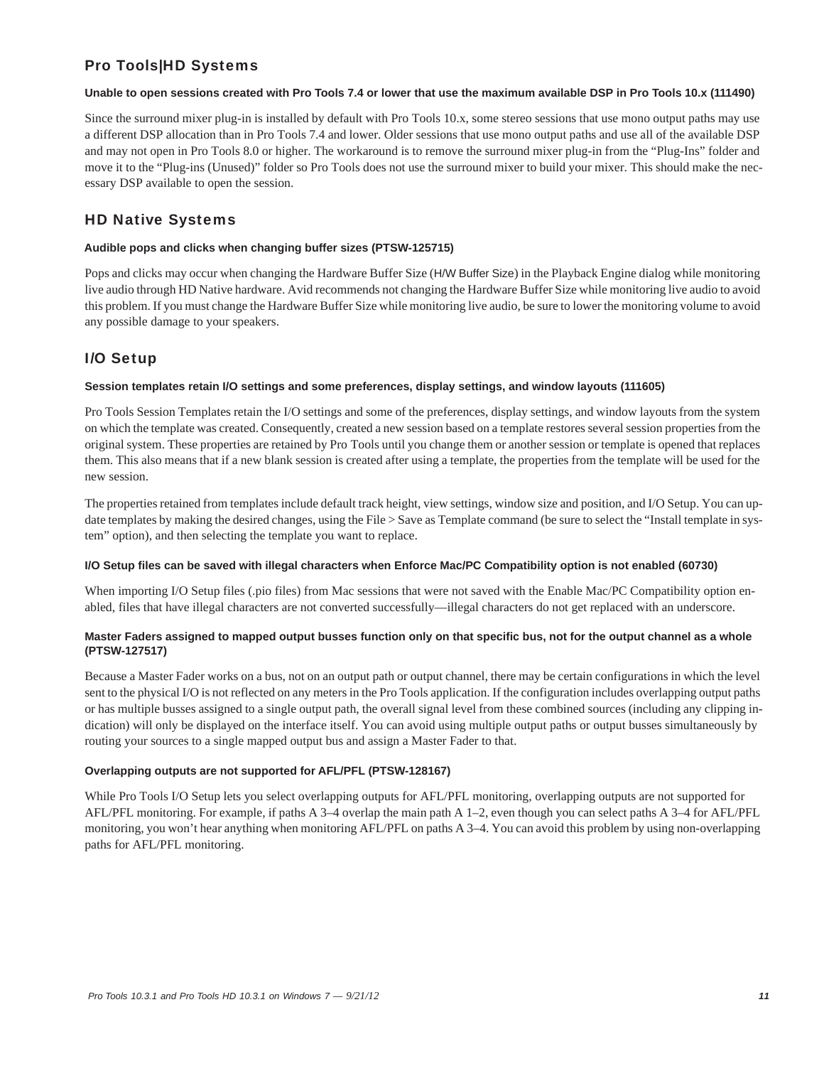## Pro Tools|HD Systems

**Unable to open sessions created with Pro Tools 7.4 or lower that use the maximum available DSP in Pro Tools 10.x (111490)**

Since the surround mixer plug-in is installed by default with Pro Tools 10.x, some stereo sessions that use mono output paths may use a different DSP allocation than in Pro Tools 7.4 and lower. Older sessions that use mono output paths and use all of the available DSP and may not open in Pro Tools 8.0 or higher. The workaround is to remove the surround mixer plug-in from the "Plug-Ins" folder and move it to the "Plug-ins (Unused)" folder so Pro Tools does not use the surround mixer to build your mixer. This should make the necessary DSP available to open the session.

## HD Native Systems

**Audible pops and clicks when changing buffer sizes (PTSW-125715)**

Pops and clicks may occur when changing the Hardware Buffer Size (H/W Buffer Size) in the Playback Engine dialog while monitoring live audio through HD Native hardware. Avid recommends not changing the Hardware Buffer Size while monitoring live audio to avoid this problem. If you must change the Hardware Buffer Size while monitoring live audio, be sure to lower the monitoring volume to avoid any possible damage to your speakers.

## I/O Setup

**Session templates retain I/O settings and some preferences, display settings, and window layouts (111605)**

Pro Tools Session Templates retain the I/O settings and some of the preferences, display settings, and window layouts from the system on which the template was created. Consequently, created a new session based on a template restores several session properties from the original system. These properties are retained by Pro Tools until you change them or another session or template is opened that replaces them. This also means that if a new blank session is created after using a template, the properties from the template will be used for the new session.

The properties retained from templates include default track height, view settings, window size and position, and I/O Setup. You can update templates by making the desired changes, using the File > Save as Template command (be sure to select the "Install template in system" option), and then selecting the template you want to replace.

**I/O Setup files can be saved with illegal characters when Enforce Mac/PC Compatibility option is not enabled (60730)**

When importing I/O Setup files (.pio files) from Mac sessions that were not saved with the Enable Mac/PC Compatibility option enabled, files that have illegal characters are not converted successfully—illegal characters do not get replaced with an underscore.

**Master Faders assigned to mapped output busses function only on that specific bus, not for the output channel as a whole (PTSW-127517)**

Because a Master Fader works on a bus, not on an output path or output channel, there may be certain configurations in which the level sent to the physical I/O is not reflected on any meters in the Pro Tools application. If the configuration includes overlapping output paths or has multiple busses assigned to a single output path, the overall signal level from these combined sources (including any clipping indication) will only be displayed on the interface itself. You can avoid using multiple output paths or output busses simultaneously by routing your sources to a single mapped output bus and assign a Master Fader to that.

**Overlapping outputs are not supported for AFL/PFL (PTSW-128167)**

While Pro Tools I/O Setup lets you select overlapping outputs for AFL/PFL monitoring, overlapping outputs are not supported for AFL/PFL monitoring. For example, if paths A 3–4 overlap the main path A 1–2, even though you can select paths A 3–4 for AFL/PFL monitoring, you won't hear anything when monitoring AFL/PFL on paths A 3–4. You can avoid this problem by using non-overlapping paths for AFL/PFL monitoring.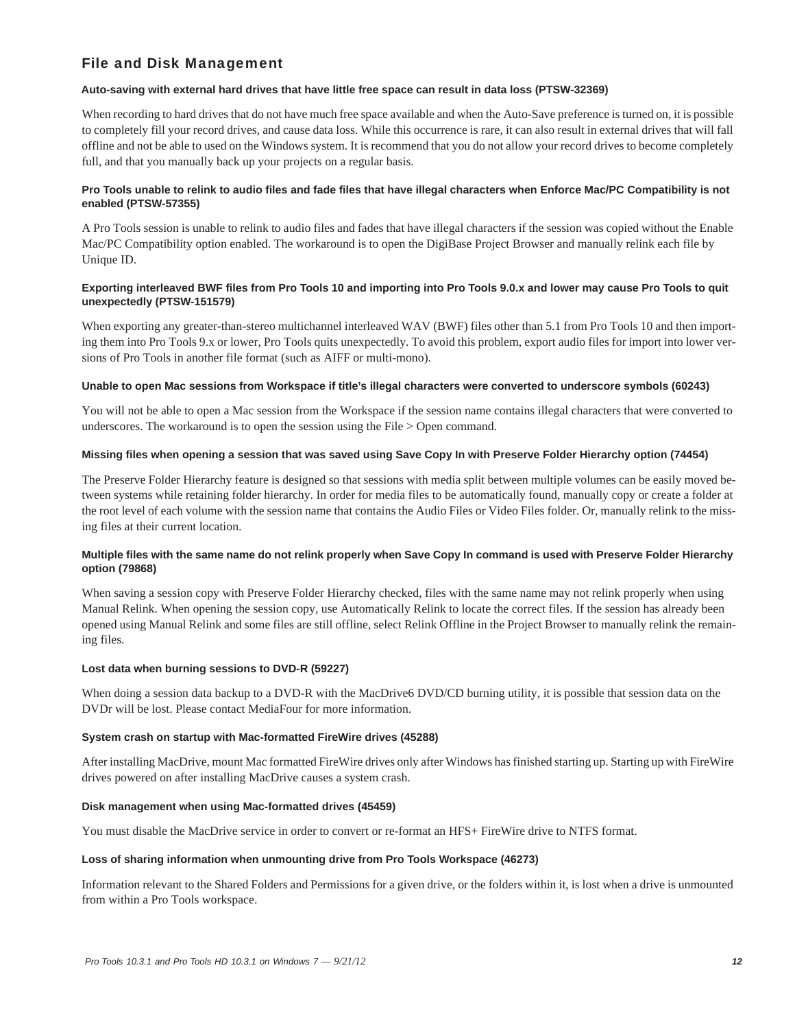## File and Disk Management

#### Auto-saving with external hard drives that have little free space can result in data loss (PTSW-32369)

When recording to hard drives that do not have much free space available and when the Auto-Save preference is turned on, it is possible to completely fill your record drives, and cause data loss. While this occurrence is rare, it can also result in external drives that will fall offline and not be able to used on the Windows system. It is recommend that you do not allow your record drives to become completely full, and that you manually back up your projects on a regular basis.

#### Pro Tools unable to relink to audio files and fade files that have illegal characters when Enforce Mac/PC Compatibility is not enabled (PTSW-57355)

A Pro Tools session is unable to relink to audio files and fades that have illegal characters if the session was copied without the Enable Mac/PC Compatibility option enabled. The workaround is to open the DigiBase Project Browser and manually relink each file by Unique ID.

#### Exporting interleaved BWF files from Pro Tools 10 and importing into Pro Tools 9.0.x and lower may cause Pro Tools to quit unexpectedly (PTSW-151579)

When exporting any greater-than-stereo multichannel interleaved WAV (BWF) files other than 5.1 from Pro Tools 10 and then importing them into Pro Tools 9.x or lower, Pro Tools quits unexpectedly. To avoid this problem, export audio files for import into lower versions of Pro Tools in another file format (such as AIFF or multi-mono).

#### Unable to open Mac sessions from Workspace if title's illegal characters were converted to underscore symbols (60243)

You will not be able to open a Mac session from the Workspace if the session name contains illegal characters that were converted to underscores. The workaround is to open the session using the File > Open command.

#### Missing files when opening a session that was saved using Save Copy In with Preserve Folder Hierarchy option (74454)

The Preserve Folder Hierarchy feature is designed so that sessions with media split between multiple volumes can be easily moved between systems while retaining folder hierarchy. In order for media files to be automatically found, manually copy or create a folder at the root level of each volume with the session name that contains the Audio Files or Video Files folder. Or, manually relink to the missing files at their current location.

#### Multiple files with the same name do not relink properly when Save Copy In command is used with Preserve Folder Hierarchy option (79868)

When saving a session copy with Preserve Folder Hierarchy checked, files with the same name may not relink properly when using Manual Relink. When opening the session copy, use Automatically Relink to locate the correct files. If the session has already been opened using Manual Relink and some files are still offline, select Relink Offline in the Project Browser to manually relink the remaining files.

#### Lost data when burning sessions to DVD-R (59227)

When doing a session data backup to a DVD-R with the MacDrive6 DVD/CD burning utility, it is possible that session data on the DVDr will be lost. Please contact MediaFour for more information.

#### System crash on startup with Mac-formatted FireWire drives (45288)

After installing MacDrive, mount Mac formatted FireWire drives only after Windows has finished starting up. Starting up with FireWire drives powered on after installing MacDrive causes a system crash.

#### Disk management when using Mac-formatted drives (45459)

You must disable the MacDrive service in order to convert or re-format an HFS+ FireWire drive to NTFS format.

#### Loss of sharing information when unmounting drive from Pro Tools Workspace (46273)

Information relevant to the Shared Folders and Permissions for a given drive, or the folders within it, is lost when a drive is unmounted from within a Pro Tools workspace.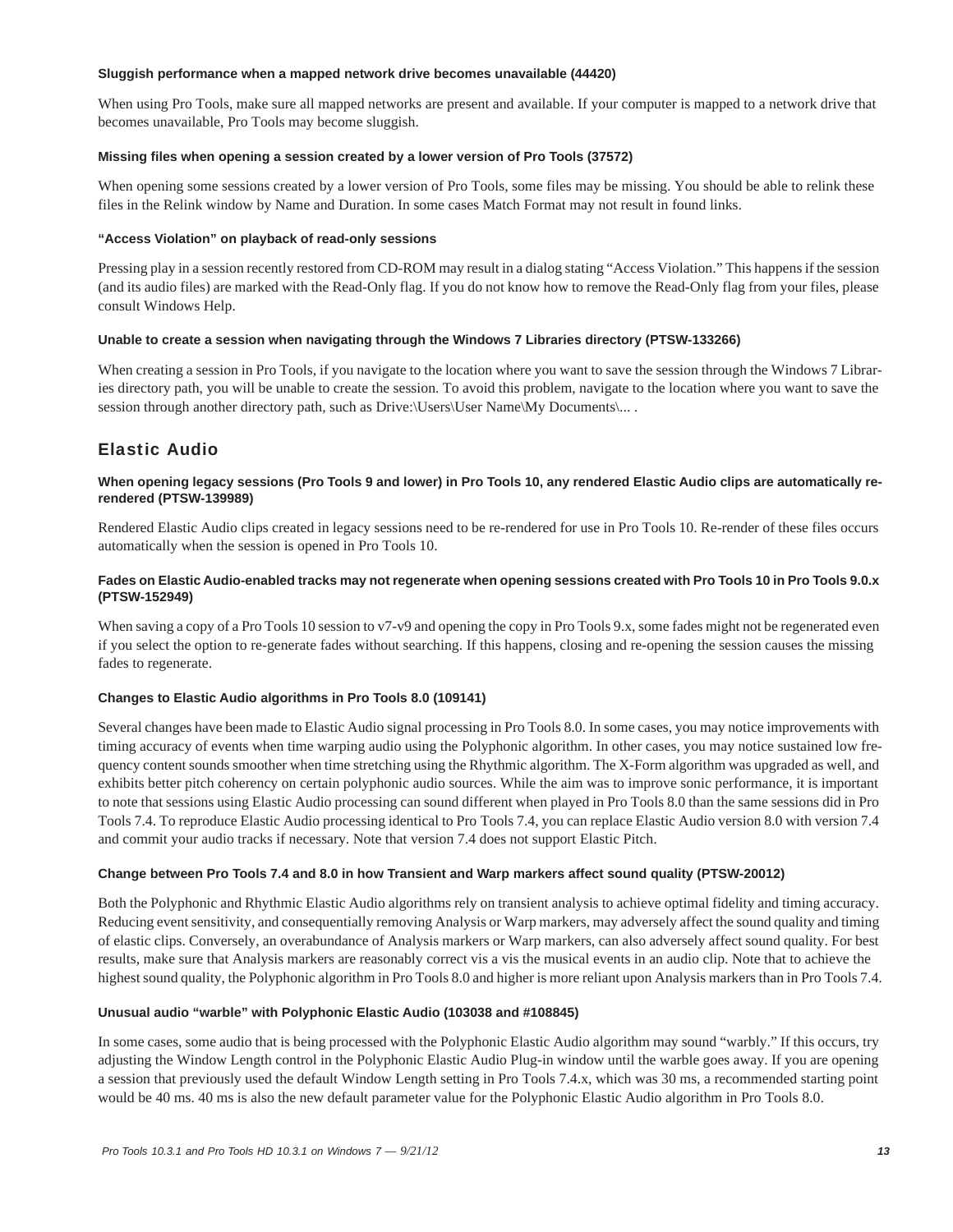#### Sluggish performance when a mapped network drive becomes unavailable (44420)

When using Pro Tools, make sure all mapped networks are present and available. If your computer is mapped to a network drive that becomes unavailable, Pro Tools may become sluggish.

#### Missing files when opening a session created by a lower version of Pro Tools (37572)

When opening some sessions created by a lower version of Pro Tools, some files may be missing. You should be able to relink these files in the Relink window by Name and Duration. In some cases Match Format may not result in found links.

#### "Access Violation" on playback of read-only sessions

Pressing play in a session recently restored from CD-ROM may result in a dialog stating "Access Violation." This happens if the session (and its audio files) are marked with the Read-Only flag. If you do not know how to remove the Read-Only flag from your files, please consult Windows Help.

#### Unable to create a session when navigating through the Windows 7 Libraries directory (PTSW-133266)

When creating a session in Pro Tools, if you navigate to the location where you want to save the session through the Windows 7 Libraries directory path, you will be unable to create the session. To avoid this problem, navigate to the location where you want to save the session through another directory path, such as Drive:\Users\User Name\My Documents\... .

## Elastic Audio

#### When opening legacy sessions (Pro Tools 9 and lower) in Pro Tools 10, any rendered Elastic Audio clips are automatically re-rendered (PTSW-139989)

Rendered Elastic Audio clips created in legacy sessions need to be re-rendered for use in Pro Tools 10. Re-render of these files occurs automatically when the session is opened in Pro Tools 10.

#### Fades on Elastic Audio-enabled tracks may not regenerate when opening sessions created with Pro Tools 10 in Pro Tools 9.0.x (PTSW-152949)

When saving a copy of a Pro Tools 10 session to v7-v9 and opening the copy in Pro Tools 9.x, some fades might not be regenerated even if you select the option to re-generate fades without searching. If this happens, closing and re-opening the session causes the missing fades to regenerate.

#### Changes to Elastic Audio algorithms in Pro Tools 8.0 (109141)

Several changes have been made to Elastic Audio signal processing in Pro Tools 8.0. In some cases, you may notice improvements with timing accuracy of events when time warping audio using the Polyphonic algorithm. In other cases, you may notice sustained low frequency content sounds smoother when time stretching using the Rhythmic algorithm. The X-Form algorithm was upgraded as well, and exhibits better pitch coherency on certain polyphonic audio sources. While the aim was to improve sonic performance, it is important to note that sessions using Elastic Audio processing can sound different when played in Pro Tools 8.0 than the same sessions did in Pro Tools 7.4. To reproduce Elastic Audio processing identical to Pro Tools 7.4, you can replace Elastic Audio version 8.0 with version 7.4 and commit your audio tracks if necessary. Note that version 7.4 does not support Elastic Pitch.

#### Change between Pro Tools 7.4 and 8.0 in how Transient and Warp markers affect sound quality (PTSW-20012)

Both the Polyphonic and Rhythmic Elastic Audio algorithms rely on transient analysis to achieve optimal fidelity and timing accuracy. Reducing event sensitivity, and consequentially removing Analysis or Warp markers, may adversely affect the sound quality and timing of elastic clips. Conversely, an overabundance of Analysis markers or Warp markers, can also adversely affect sound quality. For best results, make sure that Analysis markers are reasonably correct vis a vis the musical events in an audio clip. Note that to achieve the highest sound quality, the Polyphonic algorithm in Pro Tools 8.0 and higher is more reliant upon Analysis markers than in Pro Tools 7.4.

#### Unusual audio "warble" with Polyphonic Elastic Audio (103038 and #108845)

In some cases, some audio that is being processed with the Polyphonic Elastic Audio algorithm may sound "warbly." If this occurs, try adjusting the Window Length control in the Polyphonic Elastic Audio Plug-in window until the warble goes away. If you are opening a session that previously used the default Window Length setting in Pro Tools 7.4.x, which was 30 ms, a recommended starting point would be 40 ms. 40 ms is also the new default parameter value for the Polyphonic Elastic Audio algorithm in Pro Tools 8.0.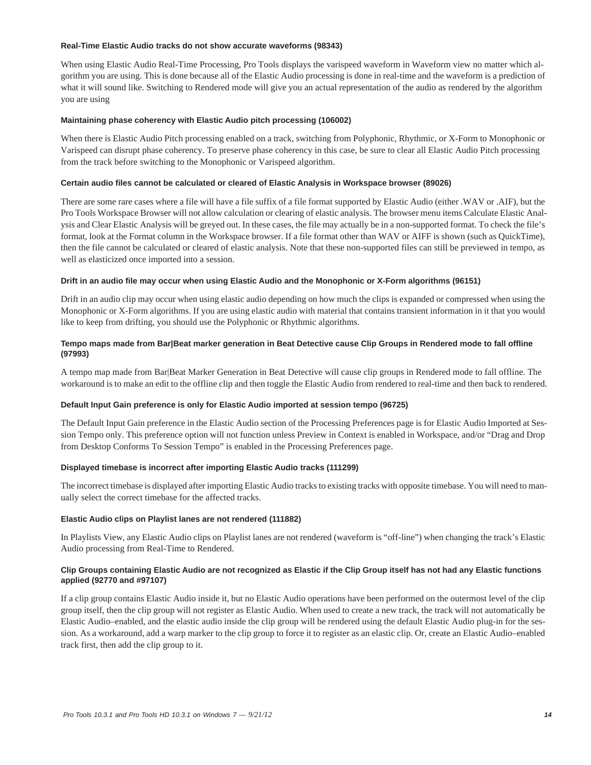#### Real-Time Elastic Audio tracks do not show accurate waveforms (98343)

When using Elastic Audio Real-Time Processing, Pro Tools displays the varispeed waveform in Waveform view no matter which algorithm you are using. This is done because all of the Elastic Audio processing is done in real-time and the waveform is a prediction of what it will sound like. Switching to Rendered mode will give you an actual representation of the audio as rendered by the algorithm you are using

#### Maintaining phase coherency with Elastic Audio pitch processing (106002)

When there is Elastic Audio Pitch processing enabled on a track, switching from Polyphonic, Rhythmic, or X-Form to Monophonic or Varispeed can disrupt phase coherency. To preserve phase coherency in this case, be sure to clear all Elastic Audio Pitch processing from the track before switching to the Monophonic or Varispeed algorithm.

#### Certain audio files cannot be calculated or cleared of Elastic Analysis in Workspace browser (89026)

There are some rare cases where a file will have a file suffix of a file format supported by Elastic Audio (either .WAV or .AIF), but the Pro Tools Workspace Browser will not allow calculation or clearing of elastic analysis. The browser menu items Calculate Elastic Analysis and Clear Elastic Analysis will be greyed out. In these cases, the file may actually be in a non-supported format. To check the file's format, look at the Format column in the Workspace browser. If a file format other than WAV or AIFF is shown (such as QuickTime), then the file cannot be calculated or cleared of elastic analysis. Note that these non-supported files can still be previewed in tempo, as well as elasticized once imported into a session.

#### Drift in an audio file may occur when using Elastic Audio and the Monophonic or X-Form algorithms (96151)

Drift in an audio clip may occur when using elastic audio depending on how much the clips is expanded or compressed when using the Monophonic or X-Form algorithms. If you are using elastic audio with material that contains transient information in it that you would like to keep from drifting, you should use the Polyphonic or Rhythmic algorithms.

#### Tempo maps made from Bar|Beat marker generation in Beat Detective cause Clip Groups in Rendered mode to fall offline (97993)

A tempo map made from Bar|Beat Marker Generation in Beat Detective will cause clip groups in Rendered mode to fall offline. The workaround is to make an edit to the offline clip and then toggle the Elastic Audio from rendered to real-time and then back to rendered.

#### Default Input Gain preference is only for Elastic Audio imported at session tempo (96725)

The Default Input Gain preference in the Elastic Audio section of the Processing Preferences page is for Elastic Audio Imported at Session Tempo only. This preference option will not function unless Preview in Context is enabled in Workspace, and/or "Drag and Drop from Desktop Conforms To Session Tempo" is enabled in the Processing Preferences page.

#### Displayed timebase is incorrect after importing Elastic Audio tracks (111299)

The incorrect timebase is displayed after importing Elastic Audio tracks to existing tracks with opposite timebase. You will need to manually select the correct timebase for the affected tracks.

#### Elastic Audio clips on Playlist lanes are not rendered (111882)

In Playlists View, any Elastic Audio clips on Playlist lanes are not rendered (waveform is "off-line") when changing the track's Elastic Audio processing from Real-Time to Rendered.

#### Clip Groups containing Elastic Audio are not recognized as Elastic if the Clip Group itself has not had any Elastic functions applied (92770 and #97107)

If a clip group contains Elastic Audio inside it, but no Elastic Audio operations have been performed on the outermost level of the clip group itself, then the clip group will not register as Elastic Audio. When used to create a new track, the track will not automatically be Elastic Audio–enabled, and the elastic audio inside the clip group will be rendered using the default Elastic Audio plug-in for the session. As a workaround, add a warp marker to the clip group to force it to register as an elastic clip. Or, create an Elastic Audio–enabled track first, then add the clip group to it.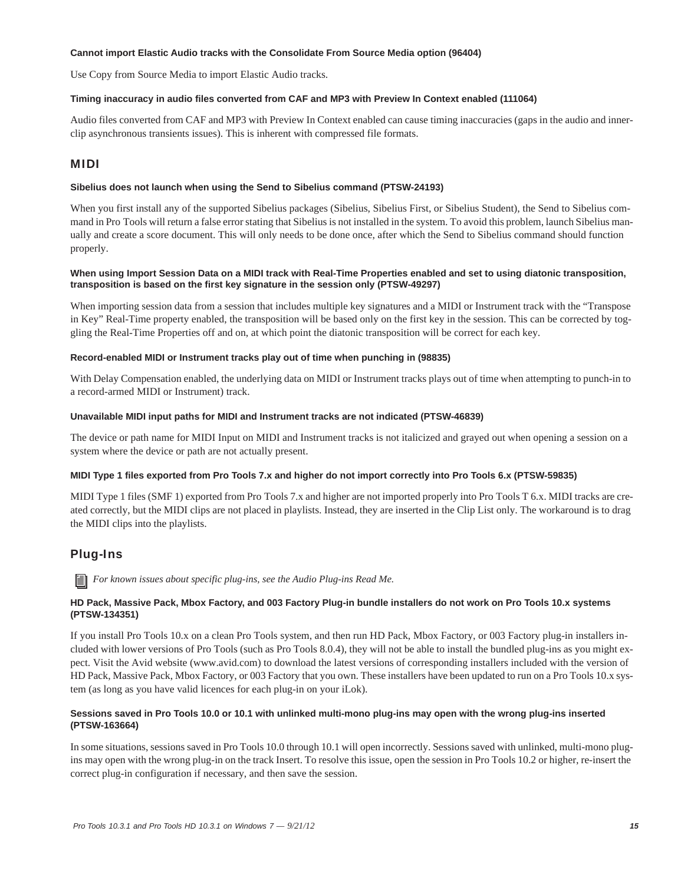#### Cannot import Elastic Audio tracks with the Consolidate From Source Media option (96404)

Use Copy from Source Media to import Elastic Audio tracks.

#### Timing inaccuracy in audio files converted from CAF and MP3 with Preview In Context enabled (111064)

Audio files converted from CAF and MP3 with Preview In Context enabled can cause timing inaccuracies (gaps in the audio and inner-clip asynchronous transients issues). This is inherent with compressed file formats.

## MIDI

#### Sibelius does not launch when using the Send to Sibelius command (PTSW-24193)

When you first install any of the supported Sibelius packages (Sibelius, Sibelius First, or Sibelius Student), the Send to Sibelius command in Pro Tools will return a false error stating that Sibelius is not installed in the system. To avoid this problem, launch Sibelius manually and create a score document. This will only needs to be done once, after which the Send to Sibelius command should function properly.

#### When using Import Session Data on a MIDI track with Real-Time Properties enabled and set to using diatonic transposition, transposition is based on the first key signature in the session only (PTSW-49297)

When importing session data from a session that includes multiple key signatures and a MIDI or Instrument track with the "Transpose in Key" Real-Time property enabled, the transposition will be based only on the first key in the session. This can be corrected by toggling the Real-Time Properties off and on, at which point the diatonic transposition will be correct for each key.

#### Record-enabled MIDI or Instrument tracks play out of time when punching in (98835)

With Delay Compensation enabled, the underlying data on MIDI or Instrument tracks plays out of time when attempting to punch-in to a record-armed MIDI or Instrument) track.

#### Unavailable MIDI input paths for MIDI and Instrument tracks are not indicated (PTSW-46839)

The device or path name for MIDI Input on MIDI and Instrument tracks is not italicized and grayed out when opening a session on a system where the device or path are not actually present.

#### MIDI Type 1 files exported from Pro Tools 7.x and higher do not import correctly into Pro Tools 6.x (PTSW-59835)

MIDI Type 1 files (SMF 1) exported from Pro Tools 7.x and higher are not imported properly into Pro Tools T 6.x. MIDI tracks are created correctly, but the MIDI clips are not placed in playlists. Instead, they are inserted in the Clip List only. The workaround is to drag the MIDI clips into the playlists.

## Plug-Ins

*For known issues about specific plug-ins, see the Audio Plug-ins Read Me.*

#### HD Pack, Massive Pack, Mbox Factory, and 003 Factory Plug-in bundle installers do not work on Pro Tools 10.x systems (PTSW-134351)

If you install Pro Tools 10.x on a clean Pro Tools system, and then run HD Pack, Mbox Factory, or 003 Factory plug-in installers included with lower versions of Pro Tools (such as Pro Tools 8.0.4), they will not be able to install the bundled plug-ins as you might expect. Visit the Avid website (www.avid.com) to download the latest versions of corresponding installers included with the version of HD Pack, Massive Pack, Mbox Factory, or 003 Factory that you own. These installers have been updated to run on a Pro Tools 10.x system (as long as you have valid licences for each plug-in on your iLok).

#### Sessions saved in Pro Tools 10.0 or 10.1 with unlinked multi-mono plug-ins may open with the wrong plug-ins inserted (PTSW-163664)

In some situations, sessions saved in Pro Tools 10.0 through 10.1 will open incorrectly. Sessions saved with unlinked, multi-mono plug-ins may open with the wrong plug-in on the track Insert. To resolve this issue, open the session in Pro Tools 10.2 or higher, re-insert the correct plug-in configuration if necessary, and then save the session.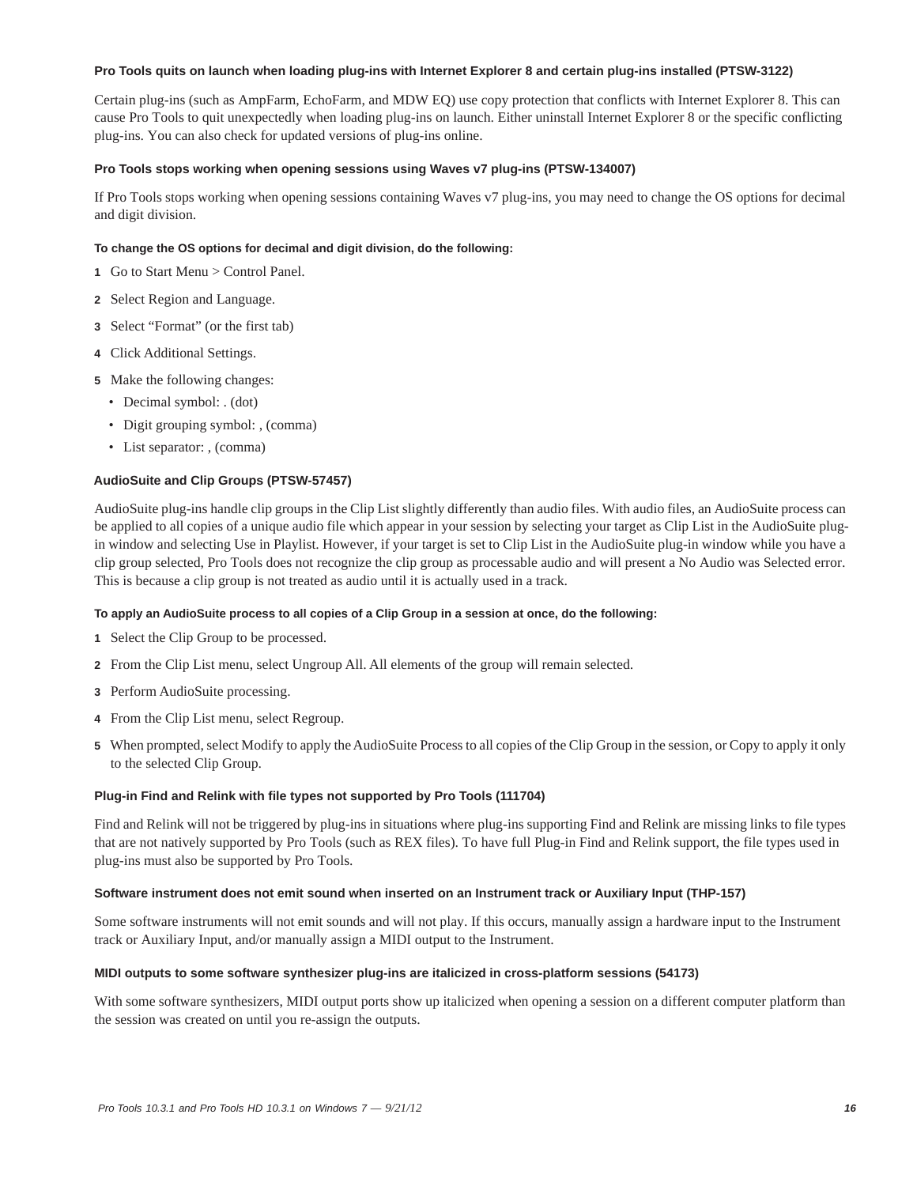#### Pro Tools quits on launch when loading plug-ins with Internet Explorer 8 and certain plug-ins installed (PTSW-3122)

Certain plug-ins (such as AmpFarm, EchoFarm, and MDW EQ) use copy protection that conflicts with Internet Explorer 8. This can cause Pro Tools to quit unexpectedly when loading plug-ins on launch. Either uninstall Internet Explorer 8 or the specific conflicting plug-ins. You can also check for updated versions of plug-ins online.

#### Pro Tools stops working when opening sessions using Waves v7 plug-ins (PTSW-134007)

If Pro Tools stops working when opening sessions containing Waves v7 plug-ins, you may need to change the OS options for decimal and digit division.

**To change the OS options for decimal and digit division, do the following:**

1. Go to Start Menu > Control Panel.
2. Select Region and Language.
3. Select “Format” (or the first tab)
4. Click Additional Settings.
5. Make the following changes:
   - Decimal symbol: . (dot)
   - Digit grouping symbol: , (comma)
   - List separator: , (comma)

#### AudioSuite and Clip Groups (PTSW-57457)

AudioSuite plug-ins handle clip groups in the Clip List slightly differently than audio files. With audio files, an AudioSuite process can be applied to all copies of a unique audio file which appear in your session by selecting your target as Clip List in the AudioSuite plug-in window and selecting Use in Playlist. However, if your target is set to Clip List in the AudioSuite plug-in window while you have a clip group selected, Pro Tools does not recognize the clip group as processable audio and will present a No Audio was Selected error. This is because a clip group is not treated as audio until it is actually used in a track.

**To apply an AudioSuite process to all copies of a Clip Group in a session at once, do the following:**

1. Select the Clip Group to be processed.
2. From the Clip List menu, select Ungroup All. All elements of the group will remain selected.
3. Perform AudioSuite processing.
4. From the Clip List menu, select Regroup.
5. When prompted, select Modify to apply the AudioSuite Process to all copies of the Clip Group in the session, or Copy to apply it only to the selected Clip Group.

#### Plug-in Find and Relink with file types not supported by Pro Tools (111704)

Find and Relink will not be triggered by plug-ins in situations where plug-ins supporting Find and Relink are missing links to file types that are not natively supported by Pro Tools (such as REX files). To have full Plug-in Find and Relink support, the file types used in plug-ins must also be supported by Pro Tools.

#### Software instrument does not emit sound when inserted on an Instrument track or Auxiliary Input (THP-157)

Some software instruments will not emit sounds and will not play. If this occurs, manually assign a hardware input to the Instrument track or Auxiliary Input, and/or manually assign a MIDI output to the Instrument.

#### MIDI outputs to some software synthesizer plug-ins are italicized in cross-platform sessions (54173)

With some software synthesizers, MIDI output ports show up italicized when opening a session on a different computer platform than the session was created on until you re-assign the outputs.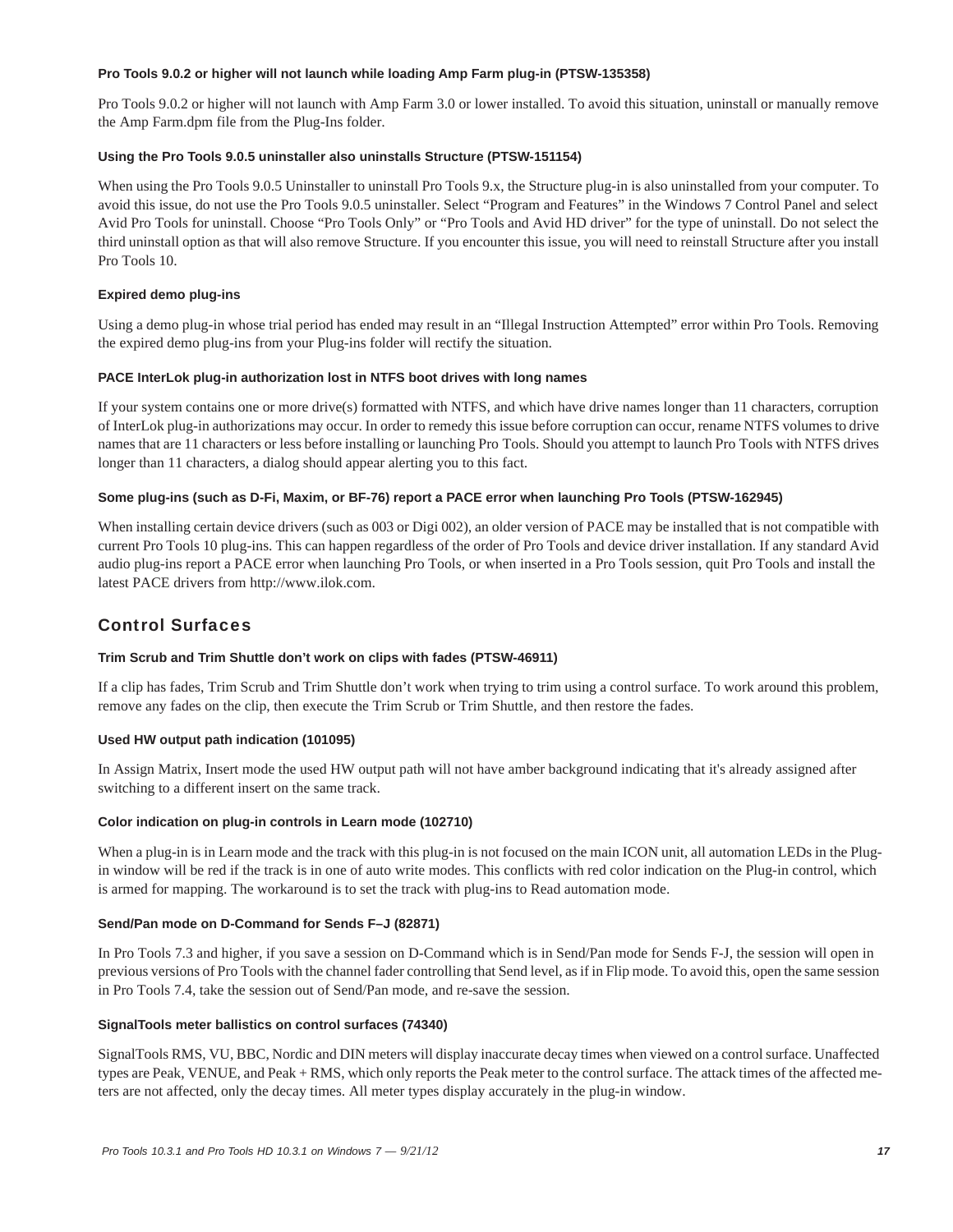#### Pro Tools 9.0.2 or higher will not launch while loading Amp Farm plug-in (PTSW-135358)

Pro Tools 9.0.2 or higher will not launch with Amp Farm 3.0 or lower installed. To avoid this situation, uninstall or manually remove the Amp Farm.dpm file from the Plug-Ins folder.

#### Using the Pro Tools 9.0.5 uninstaller also uninstalls Structure (PTSW-151154)

When using the Pro Tools 9.0.5 Uninstaller to uninstall Pro Tools 9.x, the Structure plug-in is also uninstalled from your computer. To avoid this issue, do not use the Pro Tools 9.0.5 uninstaller. Select “Program and Features” in the Windows 7 Control Panel and select Avid Pro Tools for uninstall. Choose “Pro Tools Only” or “Pro Tools and Avid HD driver” for the type of uninstall. Do not select the third uninstall option as that will also remove Structure. If you encounter this issue, you will need to reinstall Structure after you install Pro Tools 10.

#### Expired demo plug-ins

Using a demo plug-in whose trial period has ended may result in an “Illegal Instruction Attempted” error within Pro Tools. Removing the expired demo plug-ins from your Plug-ins folder will rectify the situation.

#### PACE InterLok plug-in authorization lost in NTFS boot drives with long names

If your system contains one or more drive(s) formatted with NTFS, and which have drive names longer than 11 characters, corruption of InterLok plug-in authorizations may occur. In order to remedy this issue before corruption can occur, rename NTFS volumes to drive names that are 11 characters or less before installing or launching Pro Tools. Should you attempt to launch Pro Tools with NTFS drives longer than 11 characters, a dialog should appear alerting you to this fact.

#### Some plug-ins (such as D-Fi, Maxim, or BF-76) report a PACE error when launching Pro Tools (PTSW-162945)

When installing certain device drivers (such as 003 or Digi 002), an older version of PACE may be installed that is not compatible with current Pro Tools 10 plug-ins. This can happen regardless of the order of Pro Tools and device driver installation. If any standard Avid audio plug-ins report a PACE error when launching Pro Tools, or when inserted in a Pro Tools session, quit Pro Tools and install the latest PACE drivers from http://www.ilok.com.

## Control Surfaces

#### Trim Scrub and Trim Shuttle don’t work on clips with fades (PTSW-46911)

If a clip has fades, Trim Scrub and Trim Shuttle don’t work when trying to trim using a control surface. To work around this problem, remove any fades on the clip, then execute the Trim Scrub or Trim Shuttle, and then restore the fades.

#### Used HW output path indication (101095)

In Assign Matrix, Insert mode the used HW output path will not have amber background indicating that it's already assigned after switching to a different insert on the same track.

#### Color indication on plug-in controls in Learn mode (102710)

When a plug-in is in Learn mode and the track with this plug-in is not focused on the main ICON unit, all automation LEDs in the Plug-in window will be red if the track is in one of auto write modes. This conflicts with red color indication on the Plug-in control, which is armed for mapping. The workaround is to set the track with plug-ins to Read automation mode.

#### Send/Pan mode on D-Command for Sends F–J (82871)

In Pro Tools 7.3 and higher, if you save a session on D-Command which is in Send/Pan mode for Sends F-J, the session will open in previous versions of Pro Tools with the channel fader controlling that Send level, as if in Flip mode. To avoid this, open the same session in Pro Tools 7.4, take the session out of Send/Pan mode, and re-save the session.

#### SignalTools meter ballistics on control surfaces (74340)

SignalTools RMS, VU, BBC, Nordic and DIN meters will display inaccurate decay times when viewed on a control surface. Unaffected types are Peak, VENUE, and Peak + RMS, which only reports the Peak meter to the control surface. The attack times of the affected meters are not affected, only the decay times. All meter types display accurately in the plug-in window.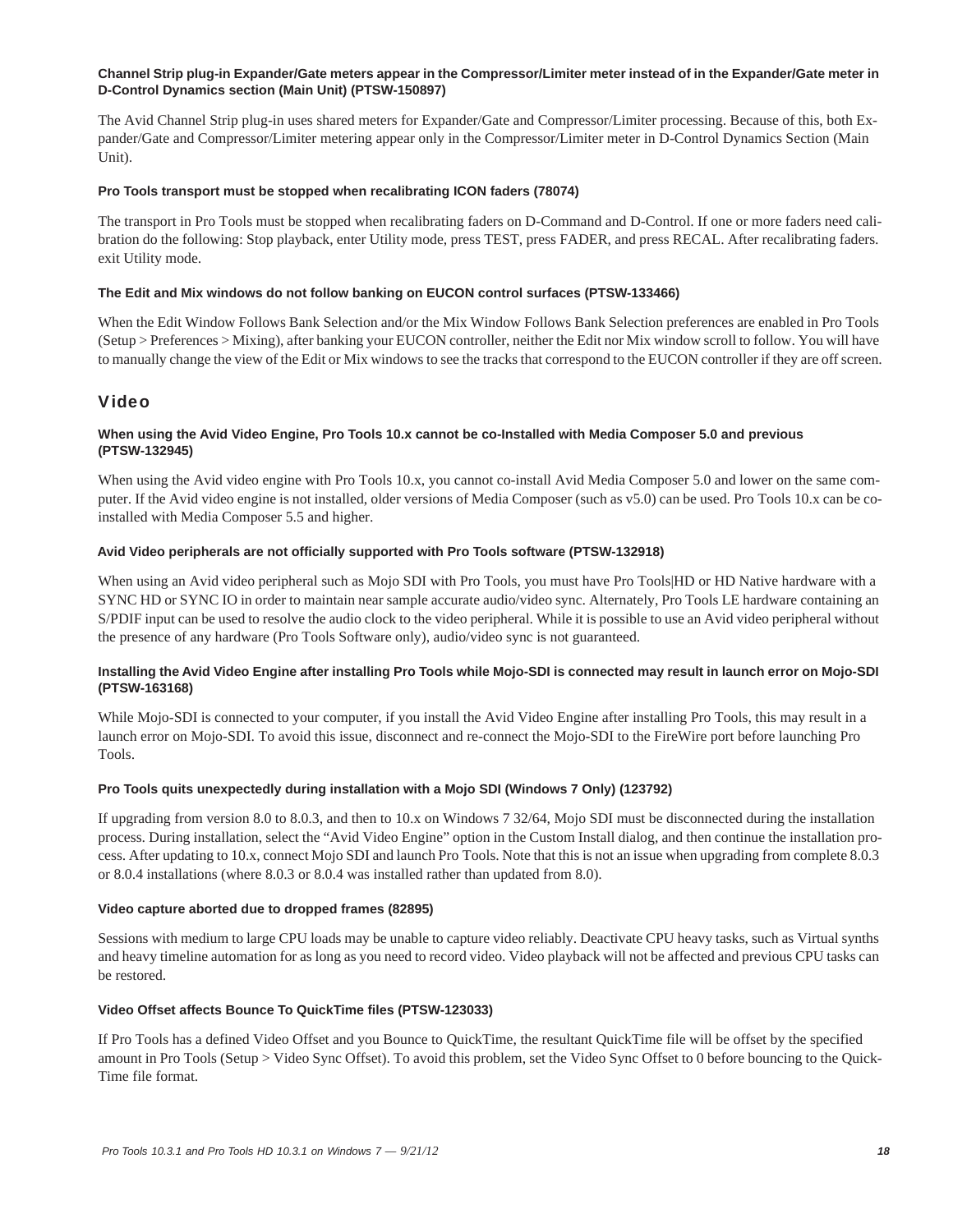#### Channel Strip plug-in Expander/Gate meters appear in the Compressor/Limiter meter instead of in the Expander/Gate meter in D-Control Dynamics section (Main Unit) (PTSW-150897)

The Avid Channel Strip plug-in uses shared meters for Expander/Gate and Compressor/Limiter processing. Because of this, both Expander/Gate and Compressor/Limiter metering appear only in the Compressor/Limiter meter in D-Control Dynamics Section (Main Unit).

#### Pro Tools transport must be stopped when recalibrating ICON faders (78074)

The transport in Pro Tools must be stopped when recalibrating faders on D-Command and D-Control. If one or more faders need calibration do the following: Stop playback, enter Utility mode, press TEST, press FADER, and press RECAL. After recalibrating faders. exit Utility mode.

#### The Edit and Mix windows do not follow banking on EUCON control surfaces (PTSW-133466)

When the Edit Window Follows Bank Selection and/or the Mix Window Follows Bank Selection preferences are enabled in Pro Tools (Setup > Preferences > Mixing), after banking your EUCON controller, neither the Edit nor Mix window scroll to follow. You will have to manually change the view of the Edit or Mix windows to see the tracks that correspond to the EUCON controller if they are off screen.

## Video

#### When using the Avid Video Engine, Pro Tools 10.x cannot be co-Installed with Media Composer 5.0 and previous (PTSW-132945)

When using the Avid video engine with Pro Tools 10.x, you cannot co-install Avid Media Composer 5.0 and lower on the same computer. If the Avid video engine is not installed, older versions of Media Composer (such as v5.0) can be used. Pro Tools 10.x can be co-installed with Media Composer 5.5 and higher.

#### Avid Video peripherals are not officially supported with Pro Tools software (PTSW-132918)

When using an Avid video peripheral such as Mojo SDI with Pro Tools, you must have Pro Tools|HD or HD Native hardware with a SYNC HD or SYNC IO in order to maintain near sample accurate audio/video sync. Alternately, Pro Tools LE hardware containing an S/PDIF input can be used to resolve the audio clock to the video peripheral. While it is possible to use an Avid video peripheral without the presence of any hardware (Pro Tools Software only), audio/video sync is not guaranteed.

#### Installing the Avid Video Engine after installing Pro Tools while Mojo-SDI is connected may result in launch error on Mojo-SDI (PTSW-163168)

While Mojo-SDI is connected to your computer, if you install the Avid Video Engine after installing Pro Tools, this may result in a launch error on Mojo-SDI. To avoid this issue, disconnect and re-connect the Mojo-SDI to the FireWire port before launching Pro Tools.

#### Pro Tools quits unexpectedly during installation with a Mojo SDI (Windows 7 Only) (123792)

If upgrading from version 8.0 to 8.0.3, and then to 10.x on Windows 7 32/64, Mojo SDI must be disconnected during the installation process. During installation, select the “Avid Video Engine” option in the Custom Install dialog, and then continue the installation process. After updating to 10.x, connect Mojo SDI and launch Pro Tools. Note that this is not an issue when upgrading from complete 8.0.3 or 8.0.4 installations (where 8.0.3 or 8.0.4 was installed rather than updated from 8.0).

#### Video capture aborted due to dropped frames (82895)

Sessions with medium to large CPU loads may be unable to capture video reliably. Deactivate CPU heavy tasks, such as Virtual synths and heavy timeline automation for as long as you need to record video. Video playback will not be affected and previous CPU tasks can be restored.

#### Video Offset affects Bounce To QuickTime files (PTSW-123033)

If Pro Tools has a defined Video Offset and you Bounce to QuickTime, the resultant QuickTime file will be offset by the specified amount in Pro Tools (Setup > Video Sync Offset). To avoid this problem, set the Video Sync Offset to 0 before bouncing to the QuickTime file format.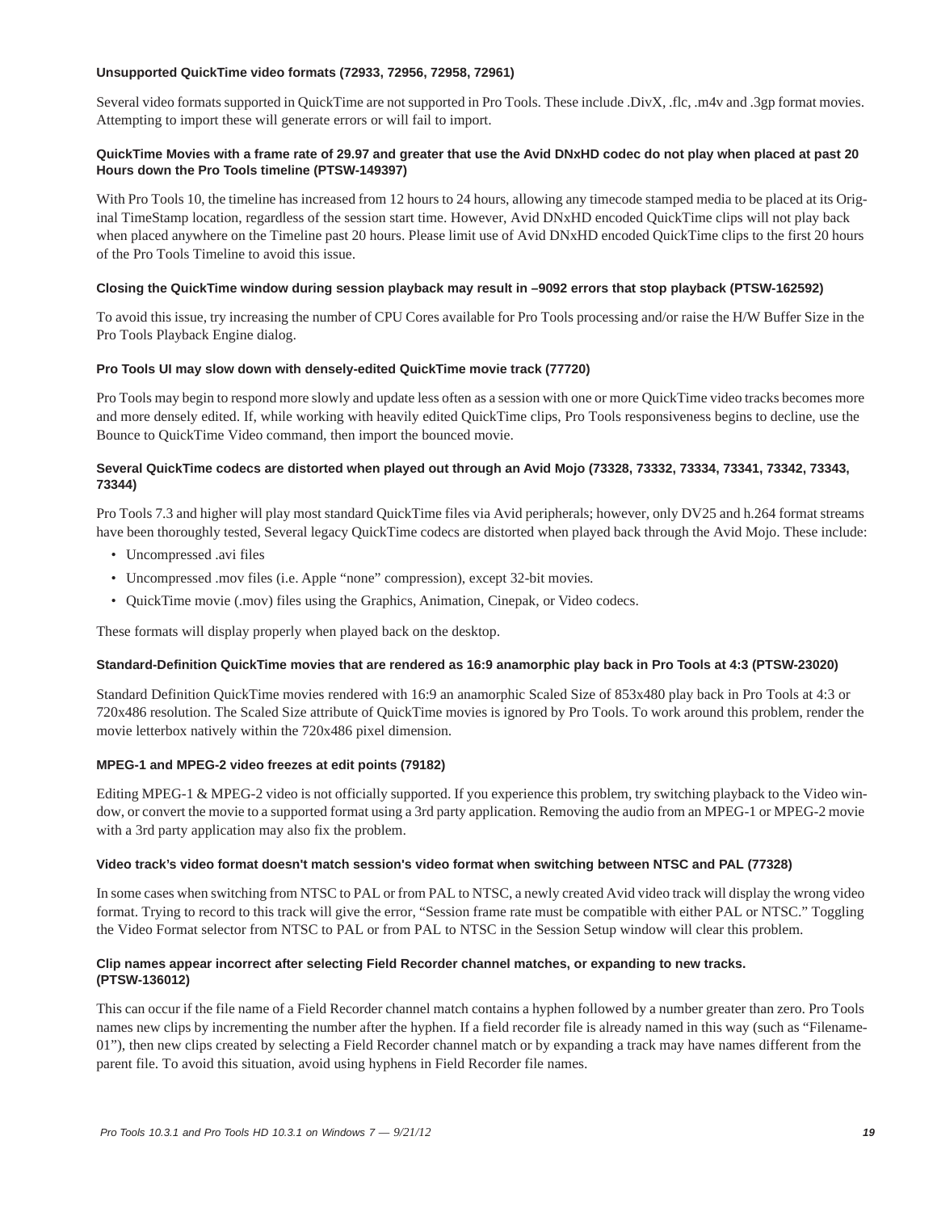#### Unsupported QuickTime video formats (72933, 72956, 72958, 72961)

Several video formats supported in QuickTime are not supported in Pro Tools. These include .DivX, .flc, .m4v and .3gp format movies. Attempting to import these will generate errors or will fail to import.

#### QuickTime Movies with a frame rate of 29.97 and greater that use the Avid DNxHD codec do not play when placed at past 20 Hours down the Pro Tools timeline (PTSW-149397)

With Pro Tools 10, the timeline has increased from 12 hours to 24 hours, allowing any timecode stamped media to be placed at its Original TimeStamp location, regardless of the session start time. However, Avid DNxHD encoded QuickTime clips will not play back when placed anywhere on the Timeline past 20 hours. Please limit use of Avid DNxHD encoded QuickTime clips to the first 20 hours of the Pro Tools Timeline to avoid this issue.

#### Closing the QuickTime window during session playback may result in –9092 errors that stop playback (PTSW-162592)

To avoid this issue, try increasing the number of CPU Cores available for Pro Tools processing and/or raise the H/W Buffer Size in the Pro Tools Playback Engine dialog.

#### Pro Tools UI may slow down with densely-edited QuickTime movie track (77720)

Pro Tools may begin to respond more slowly and update less often as a session with one or more QuickTime video tracks becomes more and more densely edited. If, while working with heavily edited QuickTime clips, Pro Tools responsiveness begins to decline, use the Bounce to QuickTime Video command, then import the bounced movie.

#### Several QuickTime codecs are distorted when played out through an Avid Mojo (73328, 73332, 73334, 73341, 73342, 73343, 73344)

Pro Tools 7.3 and higher will play most standard QuickTime files via Avid peripherals; however, only DV25 and h.264 format streams have been thoroughly tested, Several legacy QuickTime codecs are distorted when played back through the Avid Mojo. These include:

- Uncompressed .avi files
- Uncompressed .mov files (i.e. Apple “none” compression), except 32-bit movies.
- QuickTime movie (.mov) files using the Graphics, Animation, Cinepak, or Video codecs.

These formats will display properly when played back on the desktop.

#### Standard-Definition QuickTime movies that are rendered as 16:9 anamorphic play back in Pro Tools at 4:3 (PTSW-23020)

Standard Definition QuickTime movies rendered with 16:9 an anamorphic Scaled Size of 853x480 play back in Pro Tools at 4:3 or 720x486 resolution. The Scaled Size attribute of QuickTime movies is ignored by Pro Tools. To work around this problem, render the movie letterbox natively within the 720x486 pixel dimension.

#### MPEG-1 and MPEG-2 video freezes at edit points (79182)

Editing MPEG-1 & MPEG-2 video is not officially supported. If you experience this problem, try switching playback to the Video window, or convert the movie to a supported format using a 3rd party application. Removing the audio from an MPEG-1 or MPEG-2 movie with a 3rd party application may also fix the problem.

#### Video track’s video format doesn't match session's video format when switching between NTSC and PAL (77328)

In some cases when switching from NTSC to PAL or from PAL to NTSC, a newly created Avid video track will display the wrong video format. Trying to record to this track will give the error, “Session frame rate must be compatible with either PAL or NTSC.” Toggling the Video Format selector from NTSC to PAL or from PAL to NTSC in the Session Setup window will clear this problem.

#### Clip names appear incorrect after selecting Field Recorder channel matches, or expanding to new tracks. (PTSW-136012)

This can occur if the file name of a Field Recorder channel match contains a hyphen followed by a number greater than zero. Pro Tools names new clips by incrementing the number after the hyphen. If a field recorder file is already named in this way (such as “Filename-01”), then new clips created by selecting a Field Recorder channel match or by expanding a track may have names different from the parent file. To avoid this situation, avoid using hyphens in Field Recorder file names.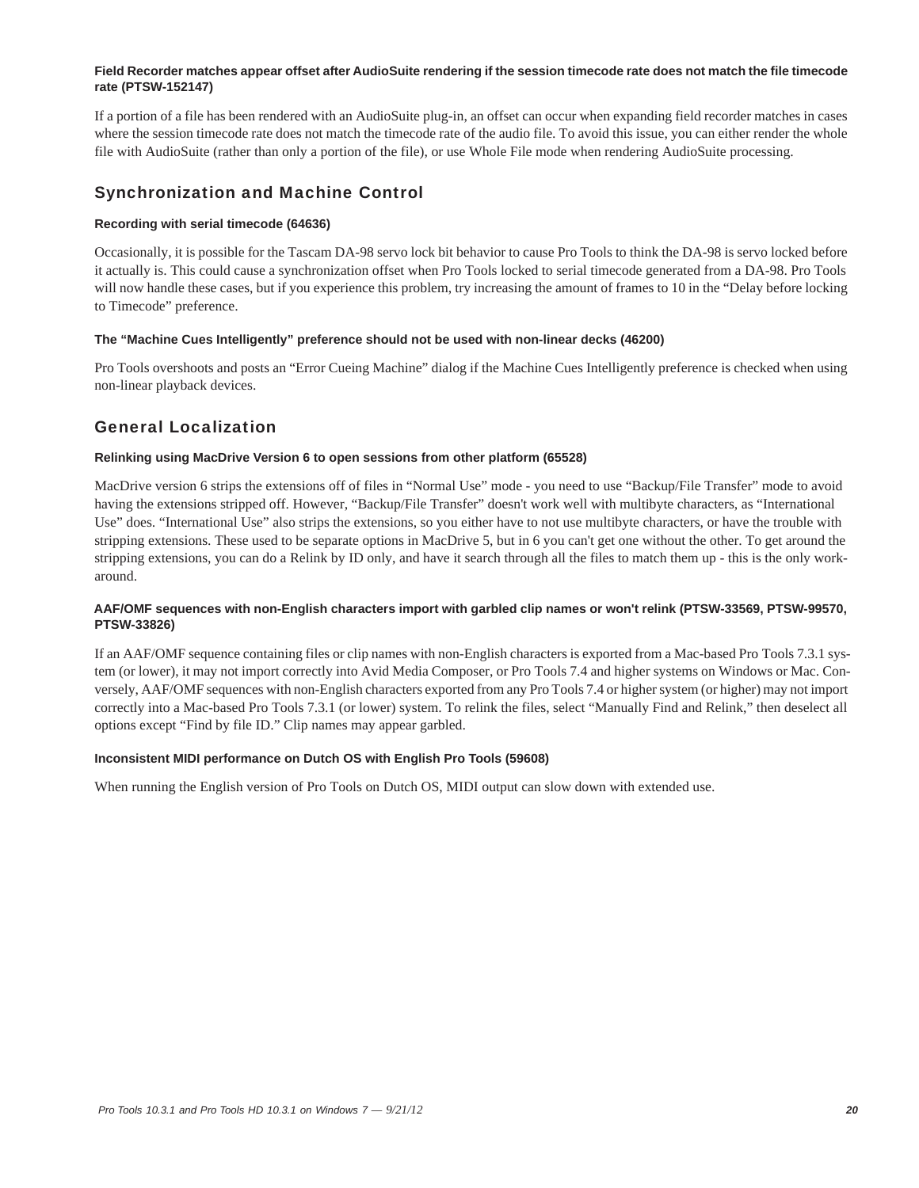#### Field Recorder matches appear offset after AudioSuite rendering if the session timecode rate does not match the file timecode rate (PTSW-152147)

If a portion of a file has been rendered with an AudioSuite plug-in, an offset can occur when expanding field recorder matches in cases where the session timecode rate does not match the timecode rate of the audio file. To avoid this issue, you can either render the whole file with AudioSuite (rather than only a portion of the file), or use Whole File mode when rendering AudioSuite processing.

## Synchronization and Machine Control

#### Recording with serial timecode (64636)

Occasionally, it is possible for the Tascam DA-98 servo lock bit behavior to cause Pro Tools to think the DA-98 is servo locked before it actually is. This could cause a synchronization offset when Pro Tools locked to serial timecode generated from a DA-98. Pro Tools will now handle these cases, but if you experience this problem, try increasing the amount of frames to 10 in the “Delay before locking to Timecode” preference.

#### The “Machine Cues Intelligently” preference should not be used with non-linear decks (46200)

Pro Tools overshoots and posts an “Error Cueing Machine” dialog if the Machine Cues Intelligently preference is checked when using non-linear playback devices.

## General Localization

#### Relinking using MacDrive Version 6 to open sessions from other platform (65528)

MacDrive version 6 strips the extensions off of files in “Normal Use” mode - you need to use “Backup/File Transfer” mode to avoid having the extensions stripped off. However, “Backup/File Transfer” doesn't work well with multibyte characters, as “International Use” does. “International Use” also strips the extensions, so you either have to not use multibyte characters, or have the trouble with stripping extensions. These used to be separate options in MacDrive 5, but in 6 you can't get one without the other. To get around the stripping extensions, you can do a Relink by ID only, and have it search through all the files to match them up - this is the only work-around.

#### AAF/OMF sequences with non-English characters import with garbled clip names or won't relink (PTSW-33569, PTSW-99570, PTSW-33826)

If an AAF/OMF sequence containing files or clip names with non-English characters is exported from a Mac-based Pro Tools 7.3.1 system (or lower), it may not import correctly into Avid Media Composer, or Pro Tools 7.4 and higher systems on Windows or Mac. Conversely, AAF/OMF sequences with non-English characters exported from any Pro Tools 7.4 or higher system (or higher) may not import correctly into a Mac-based Pro Tools 7.3.1 (or lower) system. To relink the files, select “Manually Find and Relink,” then deselect all options except “Find by file ID.” Clip names may appear garbled.

#### Inconsistent MIDI performance on Dutch OS with English Pro Tools (59608)

When running the English version of Pro Tools on Dutch OS, MIDI output can slow down with extended use.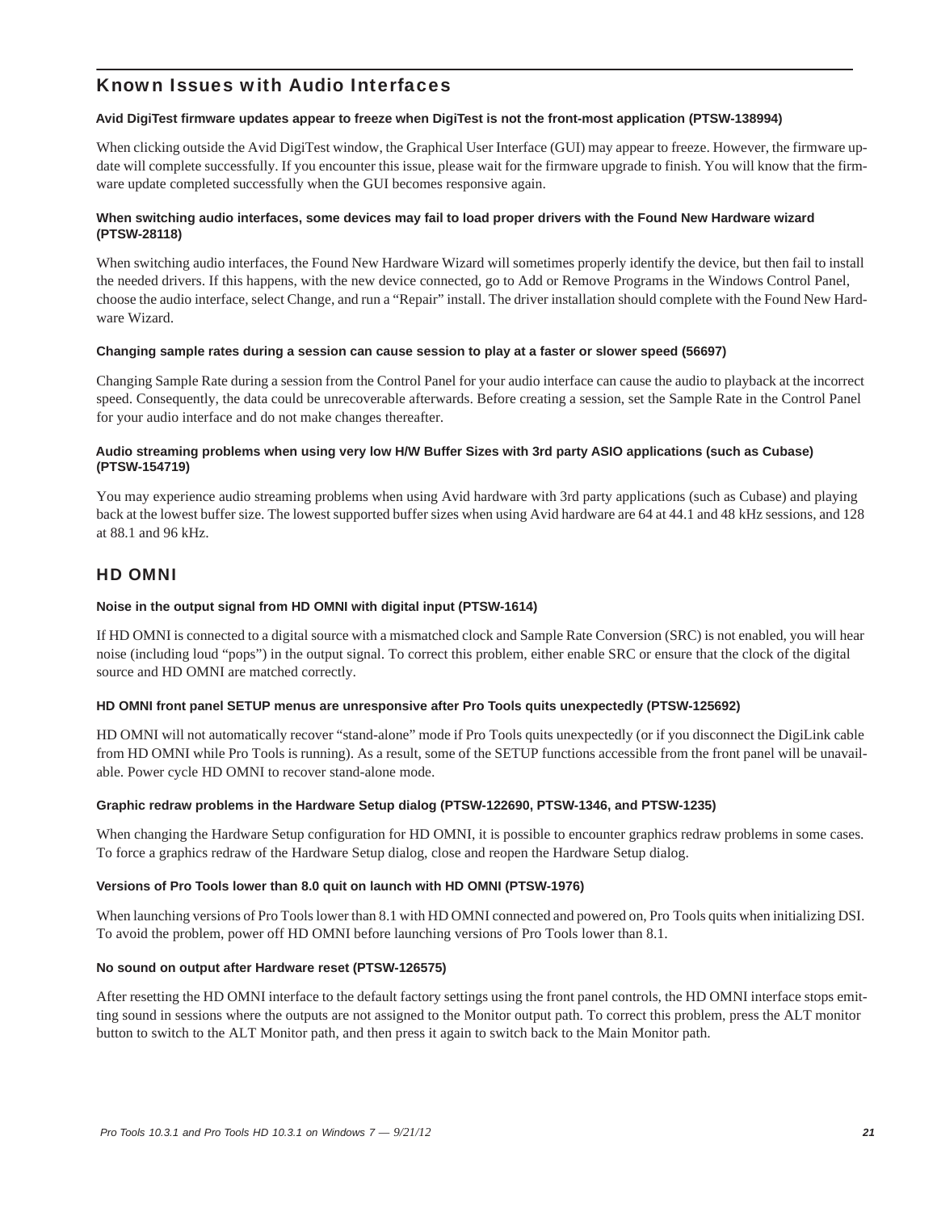## Known Issues with Audio Interfaces

#### Avid DigiTest firmware updates appear to freeze when DigiTest is not the front-most application (PTSW-138994)

When clicking outside the Avid DigiTest window, the Graphical User Interface (GUI) may appear to freeze. However, the firmware update will complete successfully. If you encounter this issue, please wait for the firmware upgrade to finish. You will know that the firmware update completed successfully when the GUI becomes responsive again.

#### When switching audio interfaces, some devices may fail to load proper drivers with the Found New Hardware wizard (PTSW-28118)

When switching audio interfaces, the Found New Hardware Wizard will sometimes properly identify the device, but then fail to install the needed drivers. If this happens, with the new device connected, go to Add or Remove Programs in the Windows Control Panel, choose the audio interface, select Change, and run a "Repair" install. The driver installation should complete with the Found New Hardware Wizard.

#### Changing sample rates during a session can cause session to play at a faster or slower speed (56697)

Changing Sample Rate during a session from the Control Panel for your audio interface can cause the audio to playback at the incorrect speed. Consequently, the data could be unrecoverable afterwards. Before creating a session, set the Sample Rate in the Control Panel for your audio interface and do not make changes thereafter.

#### Audio streaming problems when using very low H/W Buffer Sizes with 3rd party ASIO applications (such as Cubase) (PTSW-154719)

You may experience audio streaming problems when using Avid hardware with 3rd party applications (such as Cubase) and playing back at the lowest buffer size. The lowest supported buffer sizes when using Avid hardware are 64 at 44.1 and 48 kHz sessions, and 128 at 88.1 and 96 kHz.

### HD OMNI

#### Noise in the output signal from HD OMNI with digital input (PTSW-1614)

If HD OMNI is connected to a digital source with a mismatched clock and Sample Rate Conversion (SRC) is not enabled, you will hear noise (including loud "pops") in the output signal. To correct this problem, either enable SRC or ensure that the clock of the digital source and HD OMNI are matched correctly.

#### HD OMNI front panel SETUP menus are unresponsive after Pro Tools quits unexpectedly (PTSW-125692)

HD OMNI will not automatically recover "stand-alone" mode if Pro Tools quits unexpectedly (or if you disconnect the DigiLink cable from HD OMNI while Pro Tools is running). As a result, some of the SETUP functions accessible from the front panel will be unavailable. Power cycle HD OMNI to recover stand-alone mode.

#### Graphic redraw problems in the Hardware Setup dialog (PTSW-122690, PTSW-1346, and PTSW-1235)

When changing the Hardware Setup configuration for HD OMNI, it is possible to encounter graphics redraw problems in some cases. To force a graphics redraw of the Hardware Setup dialog, close and reopen the Hardware Setup dialog.

#### Versions of Pro Tools lower than 8.0 quit on launch with HD OMNI (PTSW-1976)

When launching versions of Pro Tools lower than 8.1 with HD OMNI connected and powered on, Pro Tools quits when initializing DSI. To avoid the problem, power off HD OMNI before launching versions of Pro Tools lower than 8.1.

#### No sound on output after Hardware reset (PTSW-126575)

After resetting the HD OMNI interface to the default factory settings using the front panel controls, the HD OMNI interface stops emitting sound in sessions where the outputs are not assigned to the Monitor output path. To correct this problem, press the ALT monitor button to switch to the ALT Monitor path, and then press it again to switch back to the Main Monitor path.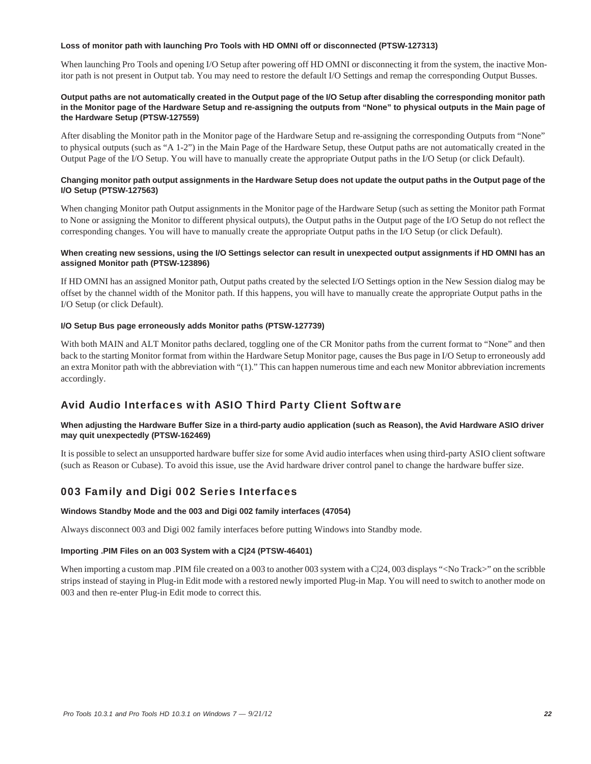#### Loss of monitor path with launching Pro Tools with HD OMNI off or disconnected (PTSW-127313)

When launching Pro Tools and opening I/O Setup after powering off HD OMNI or disconnecting it from the system, the inactive Monitor path is not present in Output tab. You may need to restore the default I/O Settings and remap the corresponding Output Busses.

#### Output paths are not automatically created in the Output page of the I/O Setup after disabling the corresponding monitor path in the Monitor page of the Hardware Setup and re-assigning the outputs from "None" to physical outputs in the Main page of the Hardware Setup (PTSW-127559)

After disabling the Monitor path in the Monitor page of the Hardware Setup and re-assigning the corresponding Outputs from "None" to physical outputs (such as "A 1-2") in the Main Page of the Hardware Setup, these Output paths are not automatically created in the Output Page of the I/O Setup. You will have to manually create the appropriate Output paths in the I/O Setup (or click Default).

#### Changing monitor path output assignments in the Hardware Setup does not update the output paths in the Output page of the I/O Setup (PTSW-127563)

When changing Monitor path Output assignments in the Monitor page of the Hardware Setup (such as setting the Monitor path Format to None or assigning the Monitor to different physical outputs), the Output paths in the Output page of the I/O Setup do not reflect the corresponding changes. You will have to manually create the appropriate Output paths in the I/O Setup (or click Default).

#### When creating new sessions, using the I/O Settings selector can result in unexpected output assignments if HD OMNI has an assigned Monitor path (PTSW-123896)

If HD OMNI has an assigned Monitor path, Output paths created by the selected I/O Settings option in the New Session dialog may be offset by the channel width of the Monitor path. If this happens, you will have to manually create the appropriate Output paths in the I/O Setup (or click Default).

#### I/O Setup Bus page erroneously adds Monitor paths (PTSW-127739)

With both MAIN and ALT Monitor paths declared, toggling one of the CR Monitor paths from the current format to "None" and then back to the starting Monitor format from within the Hardware Setup Monitor page, causes the Bus page in I/O Setup to erroneously add an extra Monitor path with the abbreviation with "(1)." This can happen numerous time and each new Monitor abbreviation increments accordingly.

## Avid Audio Interfaces with ASIO Third Party Client Software

#### When adjusting the Hardware Buffer Size in a third-party audio application (such as Reason), the Avid Hardware ASIO driver may quit unexpectedly (PTSW-162469)

It is possible to select an unsupported hardware buffer size for some Avid audio interfaces when using third-party ASIO client software (such as Reason or Cubase). To avoid this issue, use the Avid hardware driver control panel to change the hardware buffer size.

## 003 Family and Digi 002 Series Interfaces

#### Windows Standby Mode and the 003 and Digi 002 family interfaces (47054)

Always disconnect 003 and Digi 002 family interfaces before putting Windows into Standby mode.

#### Importing .PIM Files on an 003 System with a C|24 (PTSW-46401)

When importing a custom map .PIM file created on a 003 to another 003 system with a C|24, 003 displays "<No Track>" on the scribble strips instead of staying in Plug-in Edit mode with a restored newly imported Plug-in Map. You will need to switch to another mode on 003 and then re-enter Plug-in Edit mode to correct this.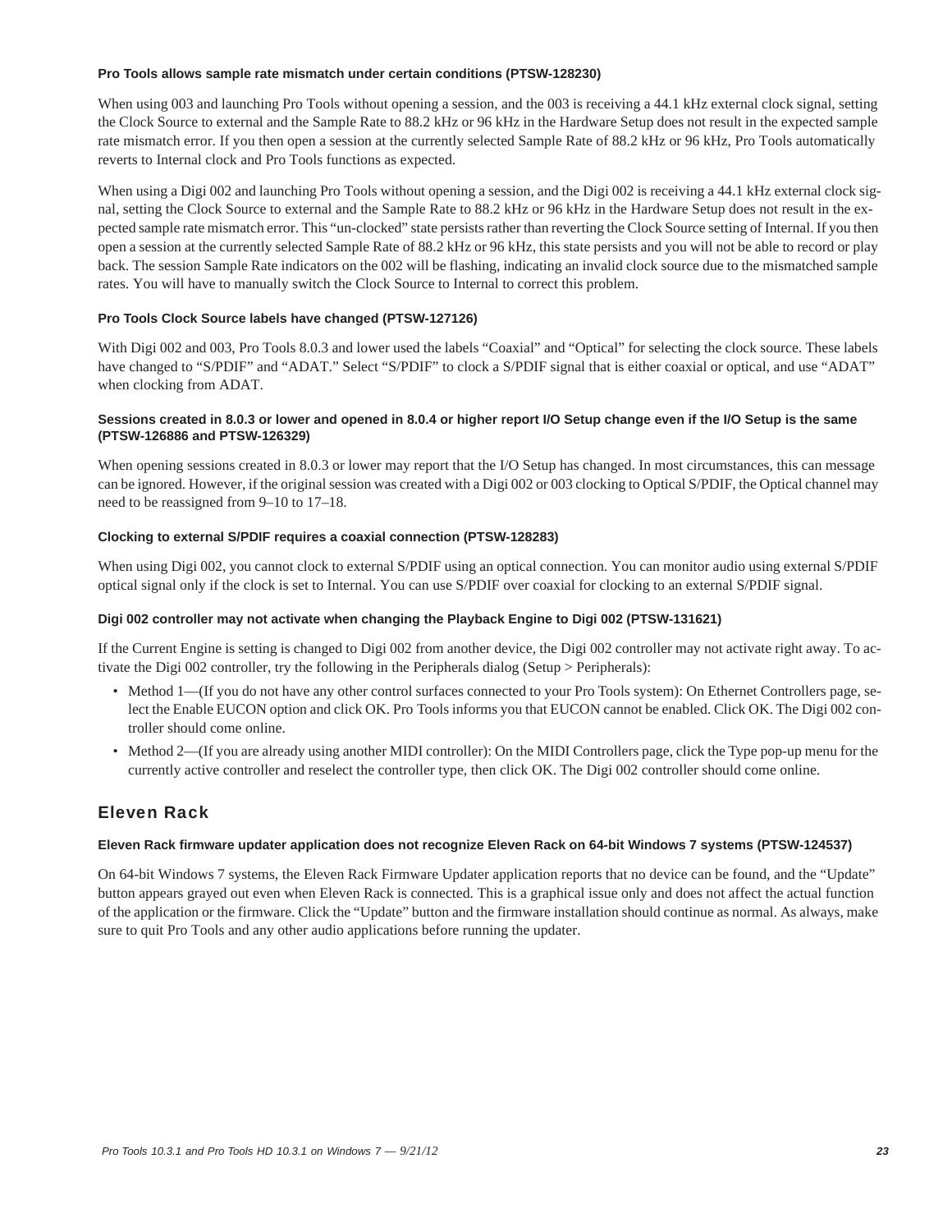#### Pro Tools allows sample rate mismatch under certain conditions (PTSW-128230)

When using 003 and launching Pro Tools without opening a session, and the 003 is receiving a 44.1 kHz external clock signal, setting the Clock Source to external and the Sample Rate to 88.2 kHz or 96 kHz in the Hardware Setup does not result in the expected sample rate mismatch error. If you then open a session at the currently selected Sample Rate of 88.2 kHz or 96 kHz, Pro Tools automatically reverts to Internal clock and Pro Tools functions as expected.

When using a Digi 002 and launching Pro Tools without opening a session, and the Digi 002 is receiving a 44.1 kHz external clock signal, setting the Clock Source to external and the Sample Rate to 88.2 kHz or 96 kHz in the Hardware Setup does not result in the expected sample rate mismatch error. This "un-clocked" state persists rather than reverting the Clock Source setting of Internal. If you then open a session at the currently selected Sample Rate of 88.2 kHz or 96 kHz, this state persists and you will not be able to record or play back. The session Sample Rate indicators on the 002 will be flashing, indicating an invalid clock source due to the mismatched sample rates. You will have to manually switch the Clock Source to Internal to correct this problem.

#### Pro Tools Clock Source labels have changed (PTSW-127126)

With Digi 002 and 003, Pro Tools 8.0.3 and lower used the labels "Coaxial" and "Optical" for selecting the clock source. These labels have changed to "S/PDIF" and "ADAT." Select "S/PDIF" to clock a S/PDIF signal that is either coaxial or optical, and use "ADAT" when clocking from ADAT.

#### Sessions created in 8.0.3 or lower and opened in 8.0.4 or higher report I/O Setup change even if the I/O Setup is the same (PTSW-126886 and PTSW-126329)

When opening sessions created in 8.0.3 or lower may report that the I/O Setup has changed. In most circumstances, this can message can be ignored. However, if the original session was created with a Digi 002 or 003 clocking to Optical S/PDIF, the Optical channel may need to be reassigned from 9–10 to 17–18.

#### Clocking to external S/PDIF requires a coaxial connection (PTSW-128283)

When using Digi 002, you cannot clock to external S/PDIF using an optical connection. You can monitor audio using external S/PDIF optical signal only if the clock is set to Internal. You can use S/PDIF over coaxial for clocking to an external S/PDIF signal.

#### Digi 002 controller may not activate when changing the Playback Engine to Digi 002 (PTSW-131621)

If the Current Engine is setting is changed to Digi 002 from another device, the Digi 002 controller may not activate right away. To activate the Digi 002 controller, try the following in the Peripherals dialog (Setup > Peripherals):

- Method 1—(If you do not have any other control surfaces connected to your Pro Tools system): On Ethernet Controllers page, select the Enable EUCON option and click OK. Pro Tools informs you that EUCON cannot be enabled. Click OK. The Digi 002 controller should come online.
- Method 2—(If you are already using another MIDI controller): On the MIDI Controllers page, click the Type pop-up menu for the currently active controller and reselect the controller type, then click OK. The Digi 002 controller should come online.

### Eleven Rack

#### Eleven Rack firmware updater application does not recognize Eleven Rack on 64-bit Windows 7 systems (PTSW-124537)

On 64-bit Windows 7 systems, the Eleven Rack Firmware Updater application reports that no device can be found, and the "Update" button appears grayed out even when Eleven Rack is connected. This is a graphical issue only and does not affect the actual function of the application or the firmware. Click the "Update" button and the firmware installation should continue as normal. As always, make sure to quit Pro Tools and any other audio applications before running the updater.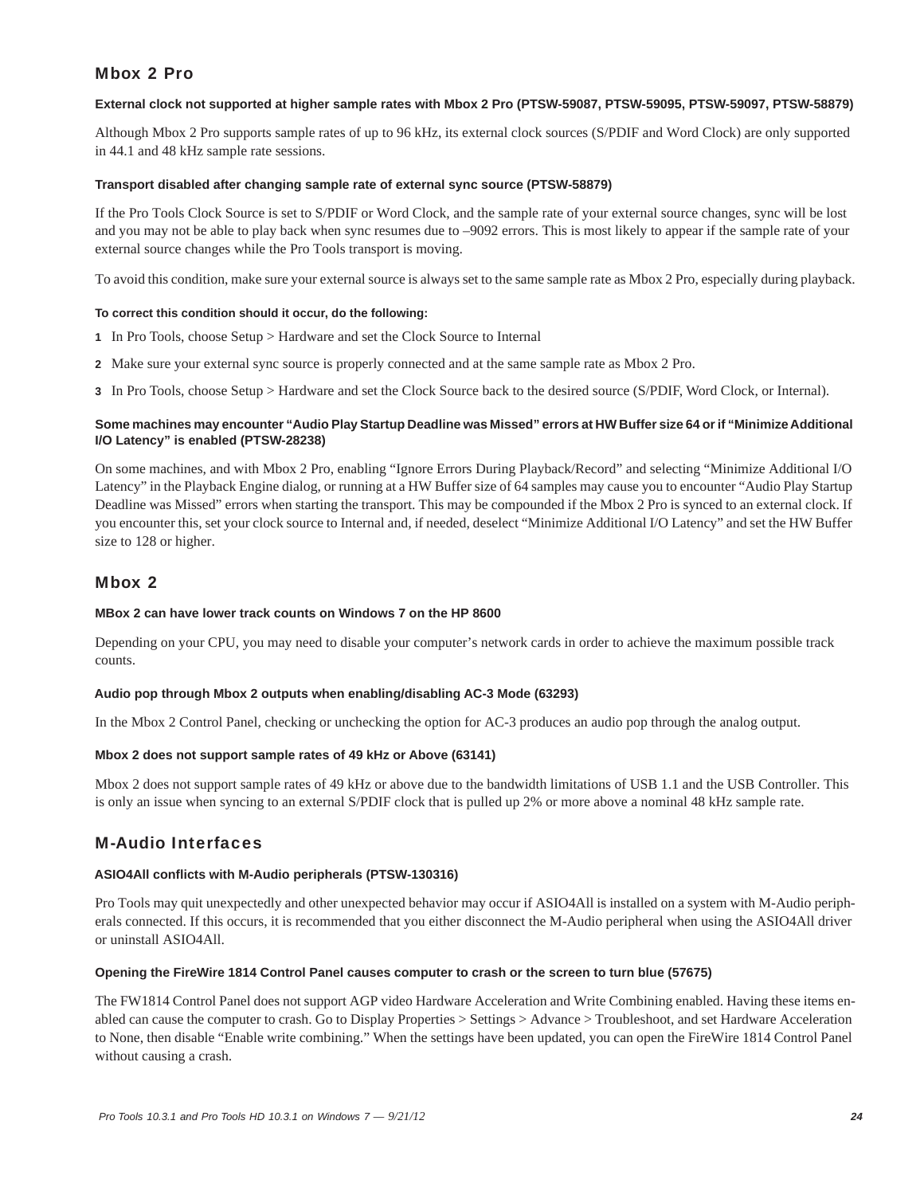## Mbox 2 Pro

#### External clock not supported at higher sample rates with Mbox 2 Pro (PTSW-59087, PTSW-59095, PTSW-59097, PTSW-58879)

Although Mbox 2 Pro supports sample rates of up to 96 kHz, its external clock sources (S/PDIF and Word Clock) are only supported in 44.1 and 48 kHz sample rate sessions.

#### Transport disabled after changing sample rate of external sync source (PTSW-58879)

If the Pro Tools Clock Source is set to S/PDIF or Word Clock, and the sample rate of your external source changes, sync will be lost and you may not be able to play back when sync resumes due to –9092 errors. This is most likely to appear if the sample rate of your external source changes while the Pro Tools transport is moving.

To avoid this condition, make sure your external source is always set to the same sample rate as Mbox 2 Pro, especially during playback.

**To correct this condition should it occur, do the following:**

1. In Pro Tools, choose Setup > Hardware and set the Clock Source to Internal
2. Make sure your external sync source is properly connected and at the same sample rate as Mbox 2 Pro.
3. In Pro Tools, choose Setup > Hardware and set the Clock Source back to the desired source (S/PDIF, Word Clock, or Internal).

#### Some machines may encounter "Audio Play Startup Deadline was Missed" errors at HW Buffer size 64 or if "Minimize Additional I/O Latency" is enabled (PTSW-28238)

On some machines, and with Mbox 2 Pro, enabling "Ignore Errors During Playback/Record" and selecting "Minimize Additional I/O Latency" in the Playback Engine dialog, or running at a HW Buffer size of 64 samples may cause you to encounter "Audio Play Startup Deadline was Missed" errors when starting the transport. This may be compounded if the Mbox 2 Pro is synced to an external clock. If you encounter this, set your clock source to Internal and, if needed, deselect "Minimize Additional I/O Latency" and set the HW Buffer size to 128 or higher.

## Mbox 2

#### MBox 2 can have lower track counts on Windows 7 on the HP 8600

Depending on your CPU, you may need to disable your computer's network cards in order to achieve the maximum possible track counts.

#### Audio pop through Mbox 2 outputs when enabling/disabling AC-3 Mode (63293)

In the Mbox 2 Control Panel, checking or unchecking the option for AC-3 produces an audio pop through the analog output.

#### Mbox 2 does not support sample rates of 49 kHz or Above (63141)

Mbox 2 does not support sample rates of 49 kHz or above due to the bandwidth limitations of USB 1.1 and the USB Controller. This is only an issue when syncing to an external S/PDIF clock that is pulled up 2% or more above a nominal 48 kHz sample rate.

## M-Audio Interfaces

#### ASIO4All conflicts with M-Audio peripherals (PTSW-130316)

Pro Tools may quit unexpectedly and other unexpected behavior may occur if ASIO4All is installed on a system with M-Audio peripherals connected. If this occurs, it is recommended that you either disconnect the M-Audio peripheral when using the ASIO4All driver or uninstall ASIO4All.

#### Opening the FireWire 1814 Control Panel causes computer to crash or the screen to turn blue (57675)

The FW1814 Control Panel does not support AGP video Hardware Acceleration and Write Combining enabled. Having these items enabled can cause the computer to crash. Go to Display Properties > Settings > Advance > Troubleshoot, and set Hardware Acceleration to None, then disable "Enable write combining." When the settings have been updated, you can open the FireWire 1814 Control Panel without causing a crash.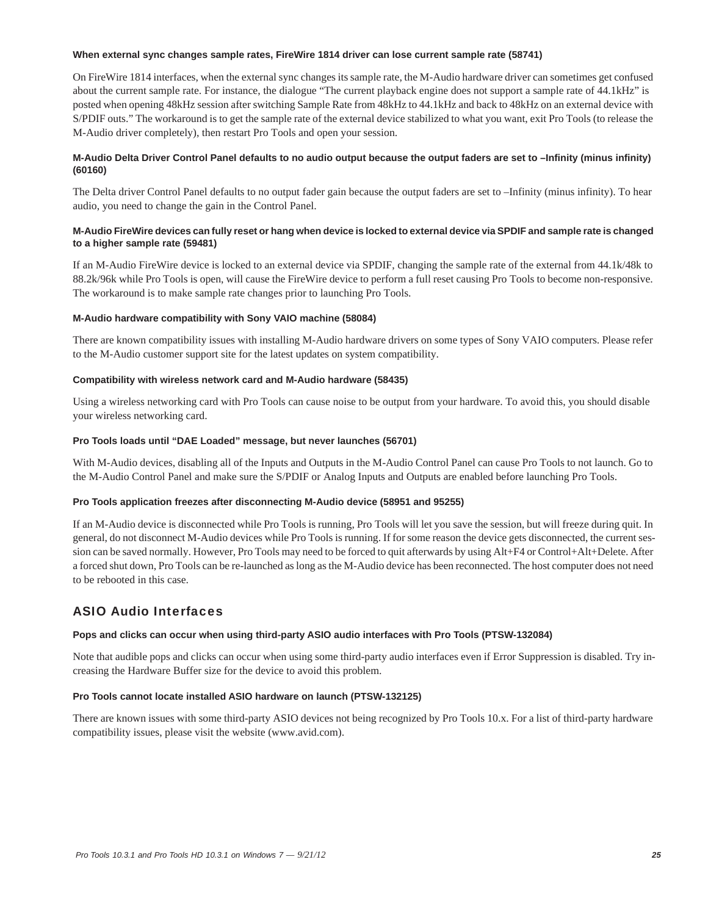#### When external sync changes sample rates, FireWire 1814 driver can lose current sample rate (58741)

On FireWire 1814 interfaces, when the external sync changes its sample rate, the M-Audio hardware driver can sometimes get confused about the current sample rate. For instance, the dialogue "The current playback engine does not support a sample rate of 44.1kHz" is posted when opening 48kHz session after switching Sample Rate from 48kHz to 44.1kHz and back to 48kHz on an external device with S/PDIF outs." The workaround is to get the sample rate of the external device stabilized to what you want, exit Pro Tools (to release the M-Audio driver completely), then restart Pro Tools and open your session.

#### M-Audio Delta Driver Control Panel defaults to no audio output because the output faders are set to –Infinity (minus infinity) (60160)

The Delta driver Control Panel defaults to no output fader gain because the output faders are set to –Infinity (minus infinity). To hear audio, you need to change the gain in the Control Panel.

#### M-Audio FireWire devices can fully reset or hang when device is locked to external device via SPDIF and sample rate is changed to a higher sample rate (59481)

If an M-Audio FireWire device is locked to an external device via SPDIF, changing the sample rate of the external from 44.1k/48k to 88.2k/96k while Pro Tools is open, will cause the FireWire device to perform a full reset causing Pro Tools to become non-responsive. The workaround is to make sample rate changes prior to launching Pro Tools.

#### M-Audio hardware compatibility with Sony VAIO machine (58084)

There are known compatibility issues with installing M-Audio hardware drivers on some types of Sony VAIO computers. Please refer to the M-Audio customer support site for the latest updates on system compatibility.

#### Compatibility with wireless network card and M-Audio hardware (58435)

Using a wireless networking card with Pro Tools can cause noise to be output from your hardware. To avoid this, you should disable your wireless networking card.

#### Pro Tools loads until "DAE Loaded" message, but never launches (56701)

With M-Audio devices, disabling all of the Inputs and Outputs in the M-Audio Control Panel can cause Pro Tools to not launch. Go to the M-Audio Control Panel and make sure the S/PDIF or Analog Inputs and Outputs are enabled before launching Pro Tools.

#### Pro Tools application freezes after disconnecting M-Audio device (58951 and 95255)

If an M-Audio device is disconnected while Pro Tools is running, Pro Tools will let you save the session, but will freeze during quit. In general, do not disconnect M-Audio devices while Pro Tools is running. If for some reason the device gets disconnected, the current session can be saved normally. However, Pro Tools may need to be forced to quit afterwards by using Alt+F4 or Control+Alt+Delete. After a forced shut down, Pro Tools can be re-launched as long as the M-Audio device has been reconnected. The host computer does not need to be rebooted in this case.

## ASIO Audio Interfaces

#### Pops and clicks can occur when using third-party ASIO audio interfaces with Pro Tools (PTSW-132084)

Note that audible pops and clicks can occur when using some third-party audio interfaces even if Error Suppression is disabled. Try increasing the Hardware Buffer size for the device to avoid this problem.

#### Pro Tools cannot locate installed ASIO hardware on launch (PTSW-132125)

There are known issues with some third-party ASIO devices not being recognized by Pro Tools 10.x. For a list of third-party hardware compatibility issues, please visit the website (www.avid.com).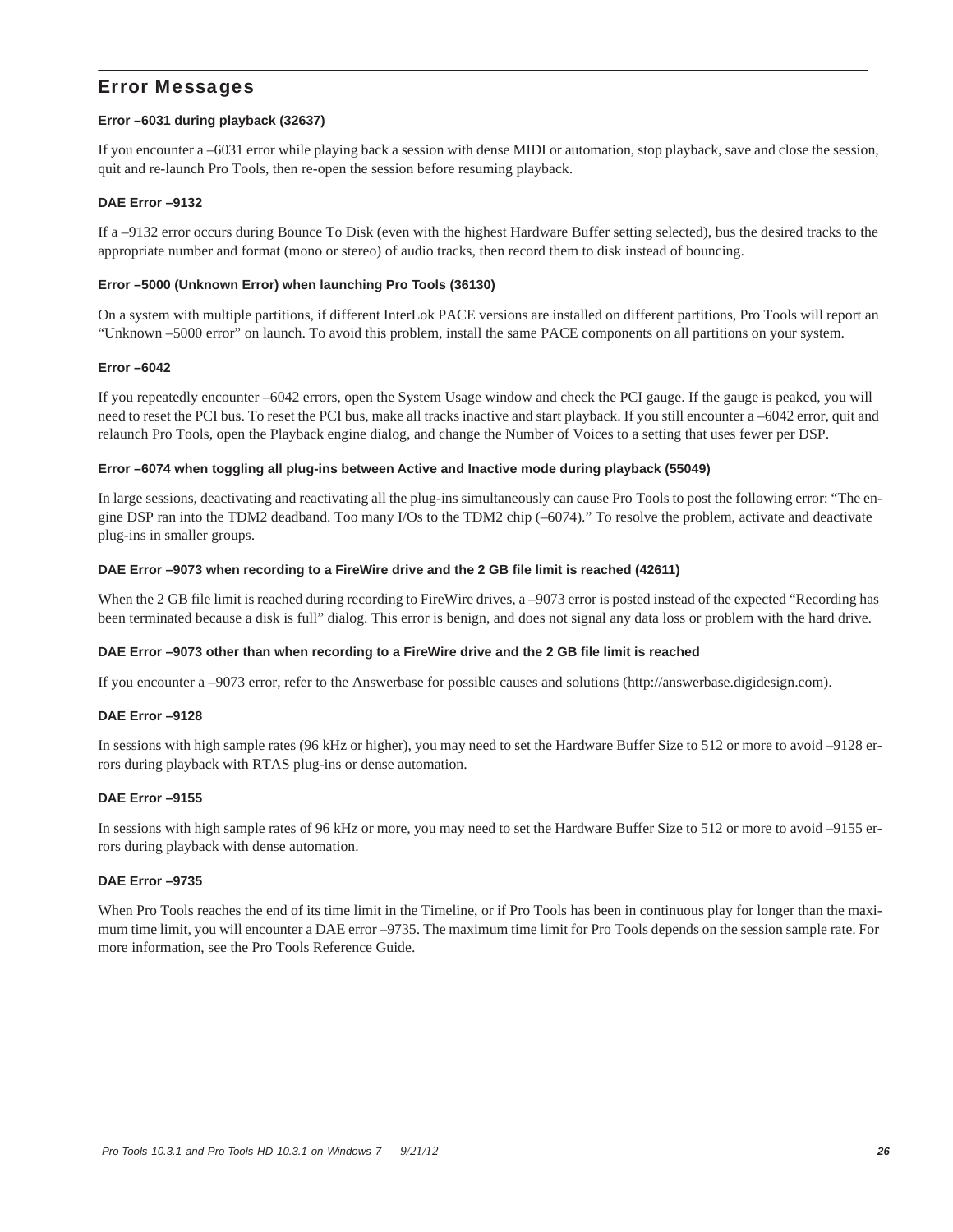## Error Messages

### Error –6031 during playback (32637)

If you encounter a –6031 error while playing back a session with dense MIDI or automation, stop playback, save and close the session, quit and re-launch Pro Tools, then re-open the session before resuming playback.

### DAE Error –9132

If a –9132 error occurs during Bounce To Disk (even with the highest Hardware Buffer setting selected), bus the desired tracks to the appropriate number and format (mono or stereo) of audio tracks, then record them to disk instead of bouncing.

### Error –5000 (Unknown Error) when launching Pro Tools (36130)

On a system with multiple partitions, if different InterLok PACE versions are installed on different partitions, Pro Tools will report an “Unknown –5000 error” on launch. To avoid this problem, install the same PACE components on all partitions on your system.

### Error –6042

If you repeatedly encounter –6042 errors, open the System Usage window and check the PCI gauge. If the gauge is peaked, you will need to reset the PCI bus. To reset the PCI bus, make all tracks inactive and start playback. If you still encounter a –6042 error, quit and relaunch Pro Tools, open the Playback engine dialog, and change the Number of Voices to a setting that uses fewer per DSP.

### Error –6074 when toggling all plug-ins between Active and Inactive mode during playback (55049)

In large sessions, deactivating and reactivating all the plug-ins simultaneously can cause Pro Tools to post the following error: “The engine DSP ran into the TDM2 deadband. Too many I/Os to the TDM2 chip (–6074).” To resolve the problem, activate and deactivate plug-ins in smaller groups.

### DAE Error –9073 when recording to a FireWire drive and the 2 GB file limit is reached (42611)

When the 2 GB file limit is reached during recording to FireWire drives, a –9073 error is posted instead of the expected “Recording has been terminated because a disk is full” dialog. This error is benign, and does not signal any data loss or problem with the hard drive.

### DAE Error –9073 other than when recording to a FireWire drive and the 2 GB file limit is reached

If you encounter a –9073 error, refer to the Answerbase for possible causes and solutions (http://answerbase.digidesign.com).

### DAE Error –9128

In sessions with high sample rates (96 kHz or higher), you may need to set the Hardware Buffer Size to 512 or more to avoid –9128 errors during playback with RTAS plug-ins or dense automation.

### DAE Error –9155

In sessions with high sample rates of 96 kHz or more, you may need to set the Hardware Buffer Size to 512 or more to avoid –9155 errors during playback with dense automation.

### DAE Error –9735

When Pro Tools reaches the end of its time limit in the Timeline, or if Pro Tools has been in continuous play for longer than the maximum time limit, you will encounter a DAE error –9735. The maximum time limit for Pro Tools depends on the session sample rate. For more information, see the Pro Tools Reference Guide.